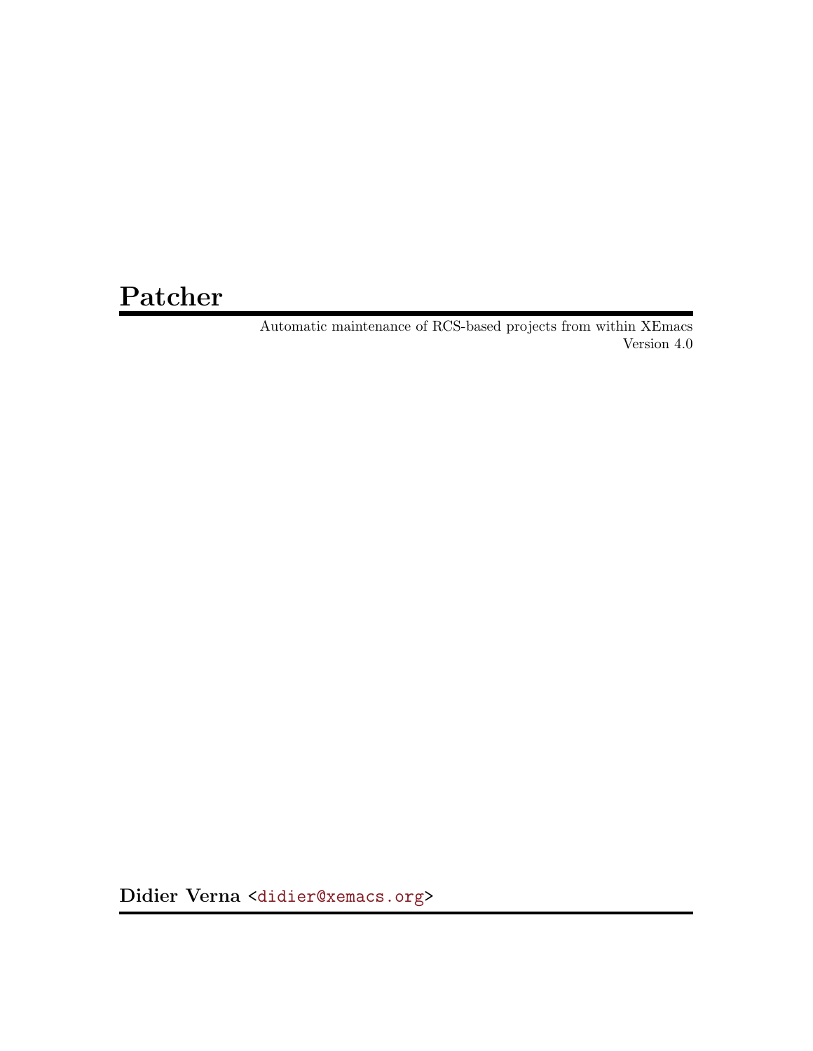# Patcher

Automatic maintenance of RCS-based projects from within XEmacs
Version 4.0

**Didier Verna** <didier@xemacs.org>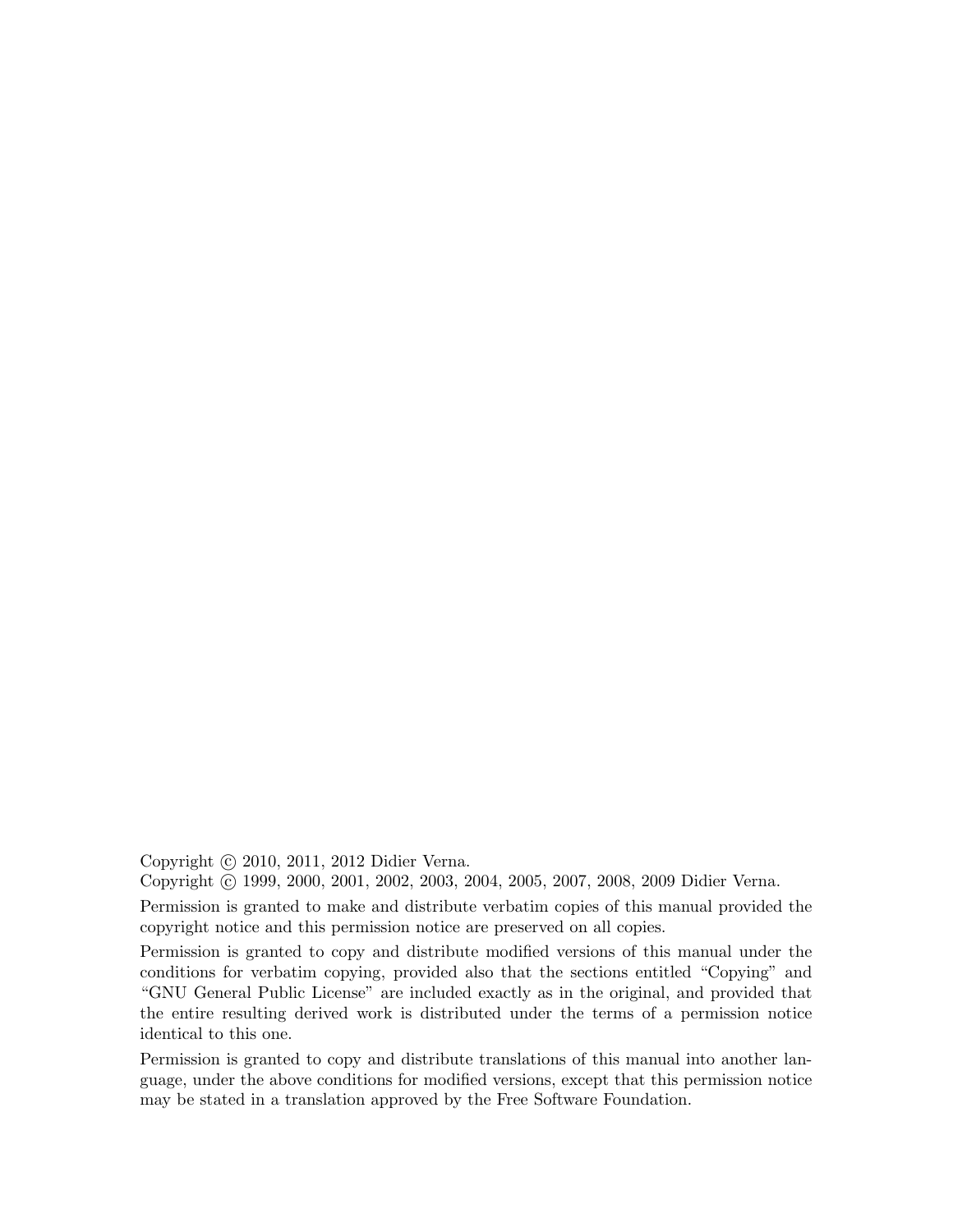Copyright © 2010, 2011, 2012 Didier Verna.
Copyright © 1999, 2000, 2001, 2002, 2003, 2004, 2005, 2007, 2008, 2009 Didier Verna.

Permission is granted to make and distribute verbatim copies of this manual provided the copyright notice and this permission notice are preserved on all copies.

Permission is granted to copy and distribute modified versions of this manual under the conditions for verbatim copying, provided also that the sections entitled "Copying" and "GNU General Public License" are included exactly as in the original, and provided that the entire resulting derived work is distributed under the terms of a permission notice identical to this one.

Permission is granted to copy and distribute translations of this manual into another language, under the above conditions for modified versions, except that this permission notice may be stated in a translation approved by the Free Software Foundation.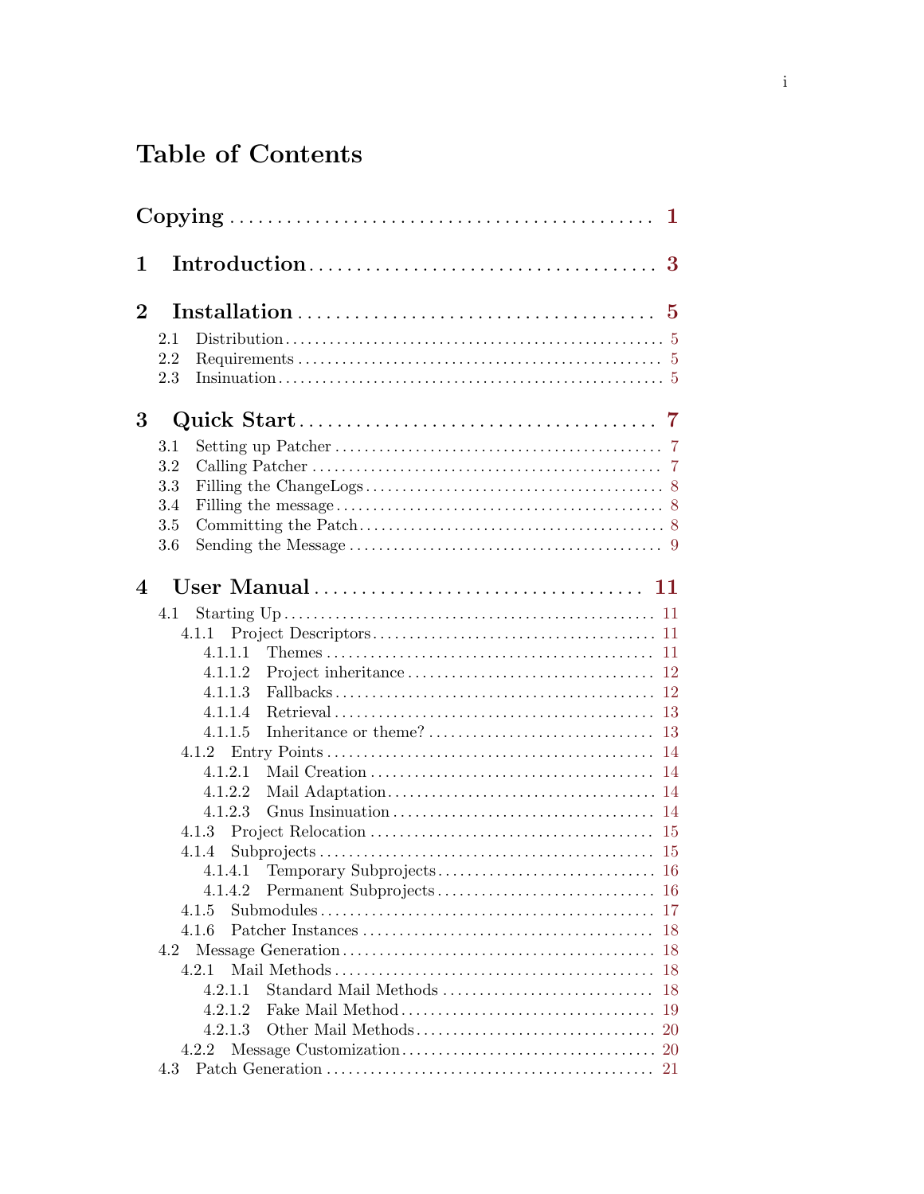# Table of Contents

**Copying** .............................................. **1**

**1 Introduction** ..................................... **3**

**2 Installation** ...................................... **5**

- 2.1 Distribution ................................................... 5
- 2.2 Requirements ................................................. 5
- 2.3 Insinuation .................................................... 5

**3 Quick Start** ...................................... **7**

- 3.1 Setting up Patcher ............................................ 7
- 3.2 Calling Patcher ............................................... 7
- 3.3 Filling the ChangeLogs ........................................ 8
- 3.4 Filling the message ........................................... 8
- 3.5 Committing the Patch .......................................... 8
- 3.6 Sending the Message ........................................... 9

**4 User Manual** .................................. **11**

- 4.1 Starting Up .................................................. 11
  - 4.1.1 Project Descriptors ...................................... 11
    - 4.1.1.1 Themes ............................................ 11
    - 4.1.1.2 Project inheritance ................................. 12
    - 4.1.1.3 Fallbacks ........................................... 12
    - 4.1.1.4 Retrieval ........................................... 13
    - 4.1.1.5 Inheritance or theme? ............................... 13
  - 4.1.2 Entry Points ............................................. 14
    - 4.1.2.1 Mail Creation ....................................... 14
    - 4.1.2.2 Mail Adaptation ..................................... 14
    - 4.1.2.3 Gnus Insinuation .................................... 14
  - 4.1.3 Project Relocation ....................................... 15
  - 4.1.4 Subprojects .............................................. 15
    - 4.1.4.1 Temporary Subprojects ............................... 16
    - 4.1.4.2 Permanent Subprojects ............................... 16
  - 4.1.5 Submodules ............................................... 17
  - 4.1.6 Patcher Instances ........................................ 18
- 4.2 Message Generation ........................................... 18
  - 4.2.1 Mail Methods ............................................. 18
    - 4.2.1.1 Standard Mail Methods ............................... 18
    - 4.2.1.2 Fake Mail Method .................................... 19
    - 4.2.1.3 Other Mail Methods .................................. 20
  - 4.2.2 Message Customization .................................... 20
- 4.3 Patch Generation ............................................. 21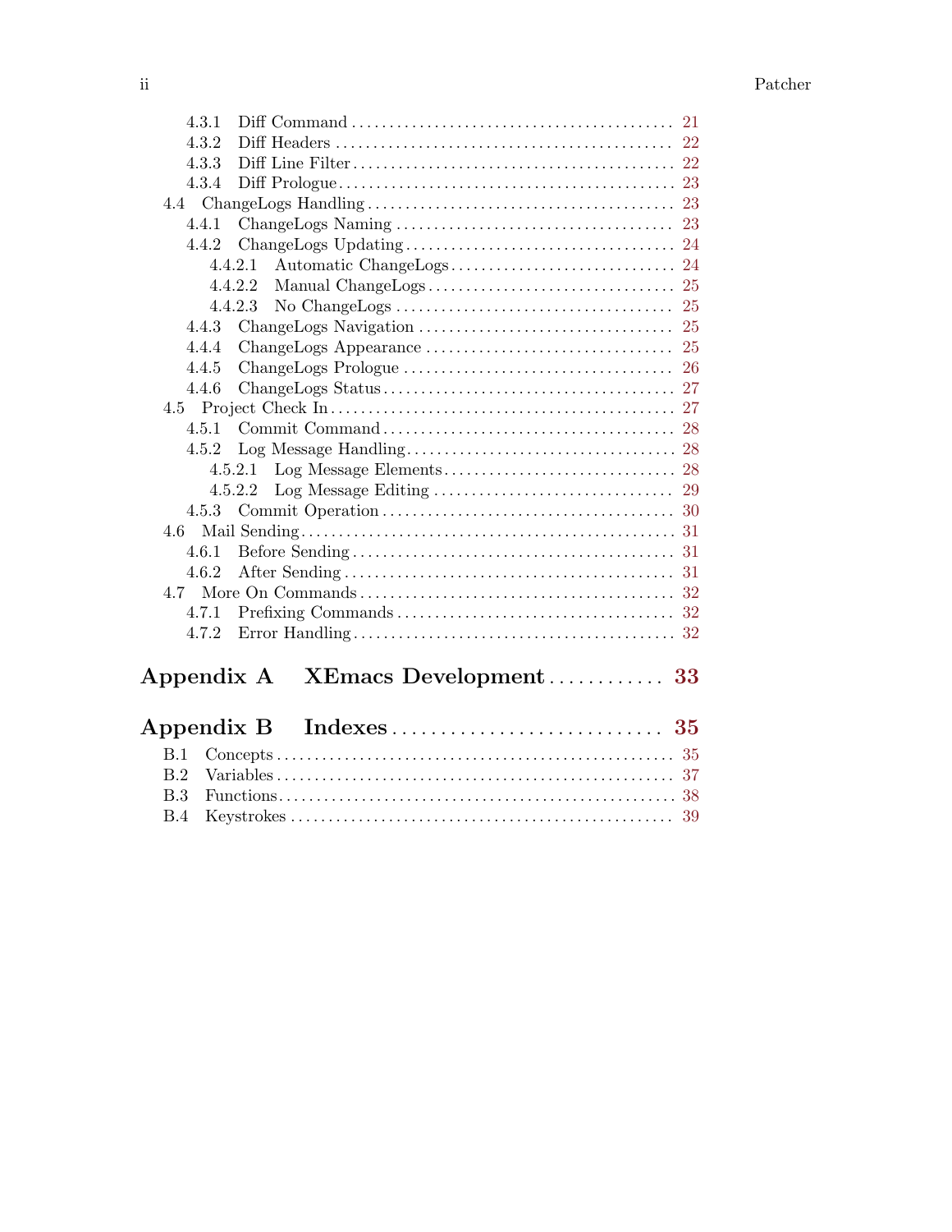- 4.3.1 Diff Command .......................................... 21
- 4.3.2 Diff Headers .......................................... 22
- 4.3.3 Diff Line Filter .......................................... 22
- 4.3.4 Diff Prologue .......................................... 23
- 4.4 ChangeLogs Handling .......................................... 23
  - 4.4.1 ChangeLogs Naming .......................................... 23
  - 4.4.2 ChangeLogs Updating .......................................... 24
    - 4.4.2.1 Automatic ChangeLogs .......................................... 24
    - 4.4.2.2 Manual ChangeLogs .......................................... 25
    - 4.4.2.3 No ChangeLogs .......................................... 25
  - 4.4.3 ChangeLogs Navigation .......................................... 25
  - 4.4.4 ChangeLogs Appearance .......................................... 25
  - 4.4.5 ChangeLogs Prologue .......................................... 26
  - 4.4.6 ChangeLogs Status .......................................... 27
- 4.5 Project Check In .......................................... 27
  - 4.5.1 Commit Command .......................................... 28
  - 4.5.2 Log Message Handling .......................................... 28
    - 4.5.2.1 Log Message Elements .......................................... 28
    - 4.5.2.2 Log Message Editing .......................................... 29
  - 4.5.3 Commit Operation .......................................... 30
- 4.6 Mail Sending .......................................... 31
  - 4.6.1 Before Sending .......................................... 31
  - 4.6.2 After Sending .......................................... 31
- 4.7 More On Commands .......................................... 32
  - 4.7.1 Prefixing Commands .......................................... 32
  - 4.7.2 Error Handling .......................................... 32

**Appendix A XEmacs Development ............ 33**

**Appendix B Indexes ............................ 35**

- B.1 Concepts .......................................... 35
- B.2 Variables .......................................... 37
- B.3 Functions .......................................... 38
- B.4 Keystrokes .......................................... 39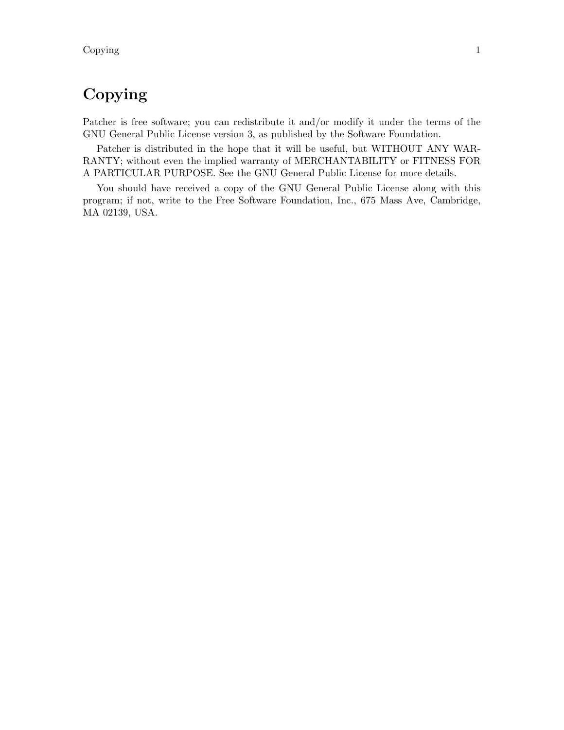# Copying

Patcher is free software; you can redistribute it and/or modify it under the terms of the GNU General Public License version 3, as published by the Software Foundation.

Patcher is distributed in the hope that it will be useful, but WITHOUT ANY WARRANTY; without even the implied warranty of MERCHANTABILITY or FITNESS FOR A PARTICULAR PURPOSE. See the GNU General Public License for more details.

You should have received a copy of the GNU General Public License along with this program; if not, write to the Free Software Foundation, Inc., 675 Mass Ave, Cambridge, MA 02139, USA.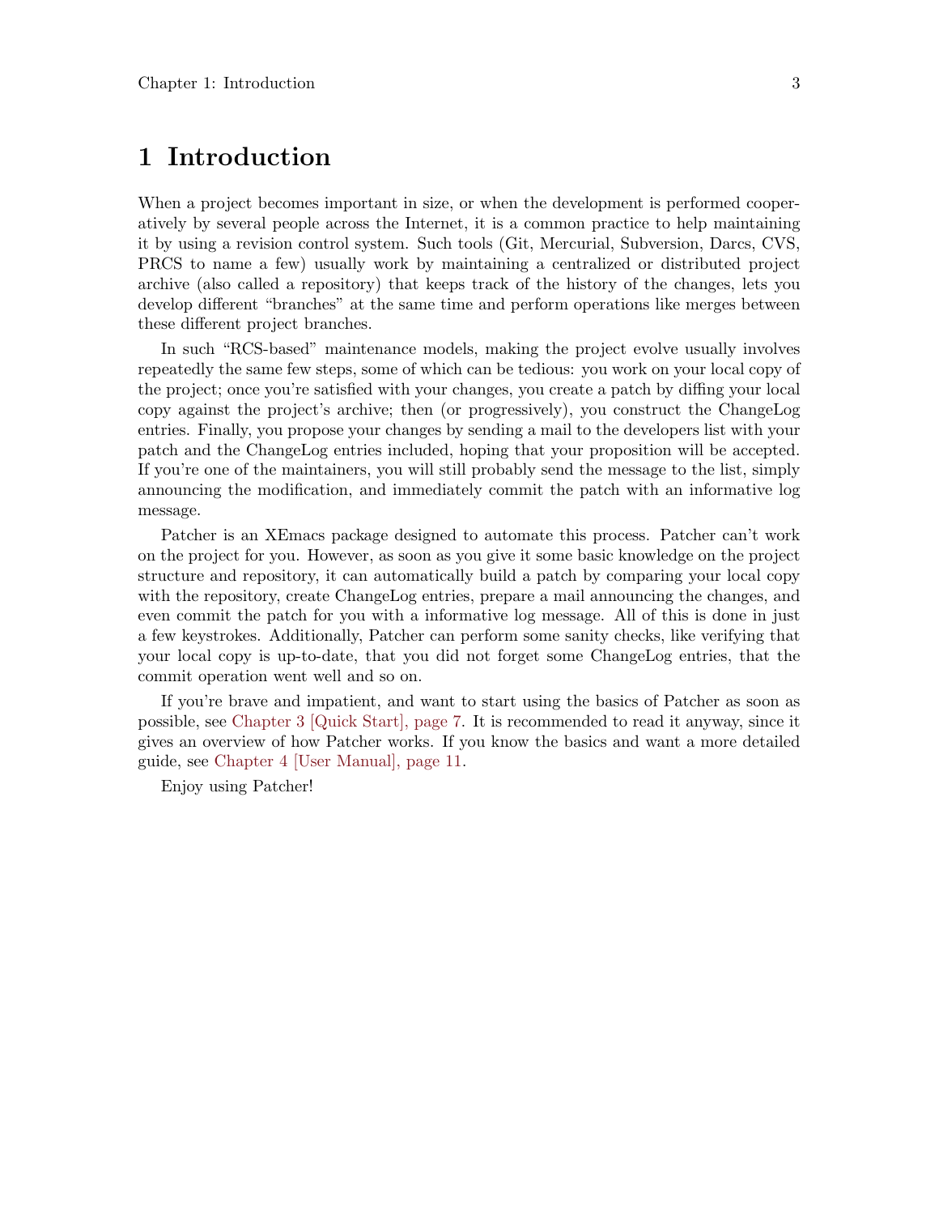# 1 Introduction

When a project becomes important in size, or when the development is performed cooperatively by several people across the Internet, it is a common practice to help maintaining it by using a revision control system. Such tools (Git, Mercurial, Subversion, Darcs, CVS, PRCS to name a few) usually work by maintaining a centralized or distributed project archive (also called a repository) that keeps track of the history of the changes, lets you develop different "branches" at the same time and perform operations like merges between these different project branches.

In such "RCS-based" maintenance models, making the project evolve usually involves repeatedly the same few steps, some of which can be tedious: you work on your local copy of the project; once you're satisfied with your changes, you create a patch by diffing your local copy against the project's archive; then (or progressively), you construct the ChangeLog entries. Finally, you propose your changes by sending a mail to the developers list with your patch and the ChangeLog entries included, hoping that your proposition will be accepted. If you're one of the maintainers, you will still probably send the message to the list, simply announcing the modification, and immediately commit the patch with an informative log message.

Patcher is an XEmacs package designed to automate this process. Patcher can't work on the project for you. However, as soon as you give it some basic knowledge on the project structure and repository, it can automatically build a patch by comparing your local copy with the repository, create ChangeLog entries, prepare a mail announcing the changes, and even commit the patch for you with a informative log message. All of this is done in just a few keystrokes. Additionally, Patcher can perform some sanity checks, like verifying that your local copy is up-to-date, that you did not forget some ChangeLog entries, that the commit operation went well and so on.

If you're brave and impatient, and want to start using the basics of Patcher as soon as possible, see Chapter 3 [Quick Start], page 7. It is recommended to read it anyway, since it gives an overview of how Patcher works. If you know the basics and want a more detailed guide, see Chapter 4 [User Manual], page 11.

Enjoy using Patcher!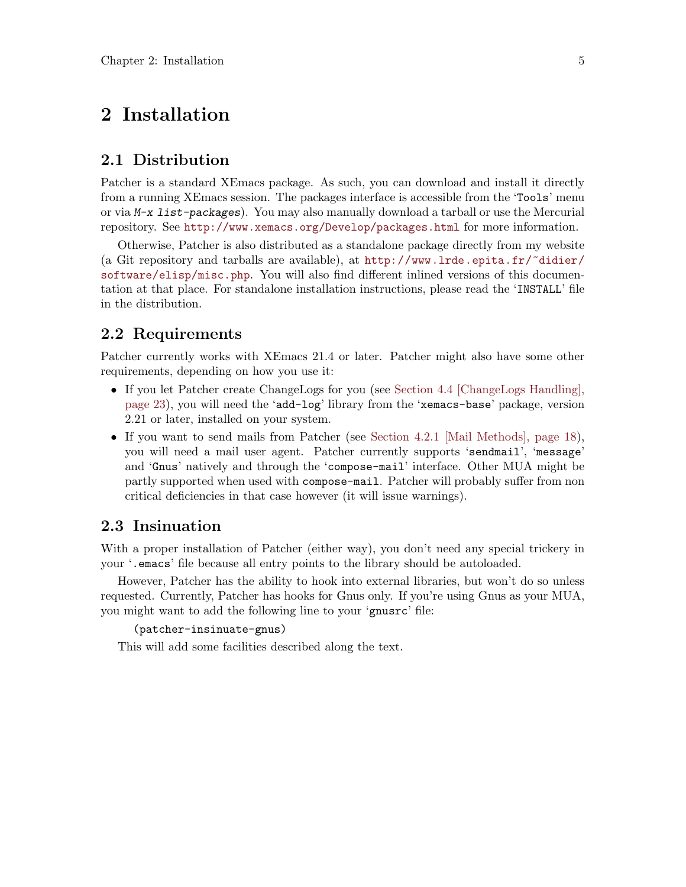# 2 Installation

## 2.1 Distribution

Patcher is a standard XEmacs package. As such, you can download and install it directly from a running XEmacs session. The packages interface is accessible from the '`Tools`' menu or via *`M-x list-packages`*). You may also manually download a tarball or use the Mercurial repository. See `http://www.xemacs.org/Develop/packages.html` for more information.

Otherwise, Patcher is also distributed as a standalone package directly from my website (a Git repository and tarballs are available), at `http://www.lrde.epita.fr/~didier/software/elisp/misc.php`. You will also find different inlined versions of this documentation at that place. For standalone installation instructions, please read the '`INSTALL`' file in the distribution.

## 2.2 Requirements

Patcher currently works with XEmacs 21.4 or later. Patcher might also have some other requirements, depending on how you use it:

- If you let Patcher create ChangeLogs for you (see Section 4.4 [ChangeLogs Handling], page 23), you will need the '`add-log`' library from the '`xemacs-base`' package, version 2.21 or later, installed on your system.
- If you want to send mails from Patcher (see Section 4.2.1 [Mail Methods], page 18), you will need a mail user agent. Patcher currently supports '`sendmail`', '`message`' and '`Gnus`' natively and through the '`compose-mail`' interface. Other MUA might be partly supported when used with `compose-mail`. Patcher will probably suffer from non critical deficiencies in that case however (it will issue warnings).

## 2.3 Insinuation

With a proper installation of Patcher (either way), you don't need any special trickery in your '`.emacs`' file because all entry points to the library should be autoloaded.

However, Patcher has the ability to hook into external libraries, but won't do so unless requested. Currently, Patcher has hooks for Gnus only. If you're using Gnus as your MUA, you might want to add the following line to your '`gnusrc`' file:

```
(patcher-insinuate-gnus)
```

This will add some facilities described along the text.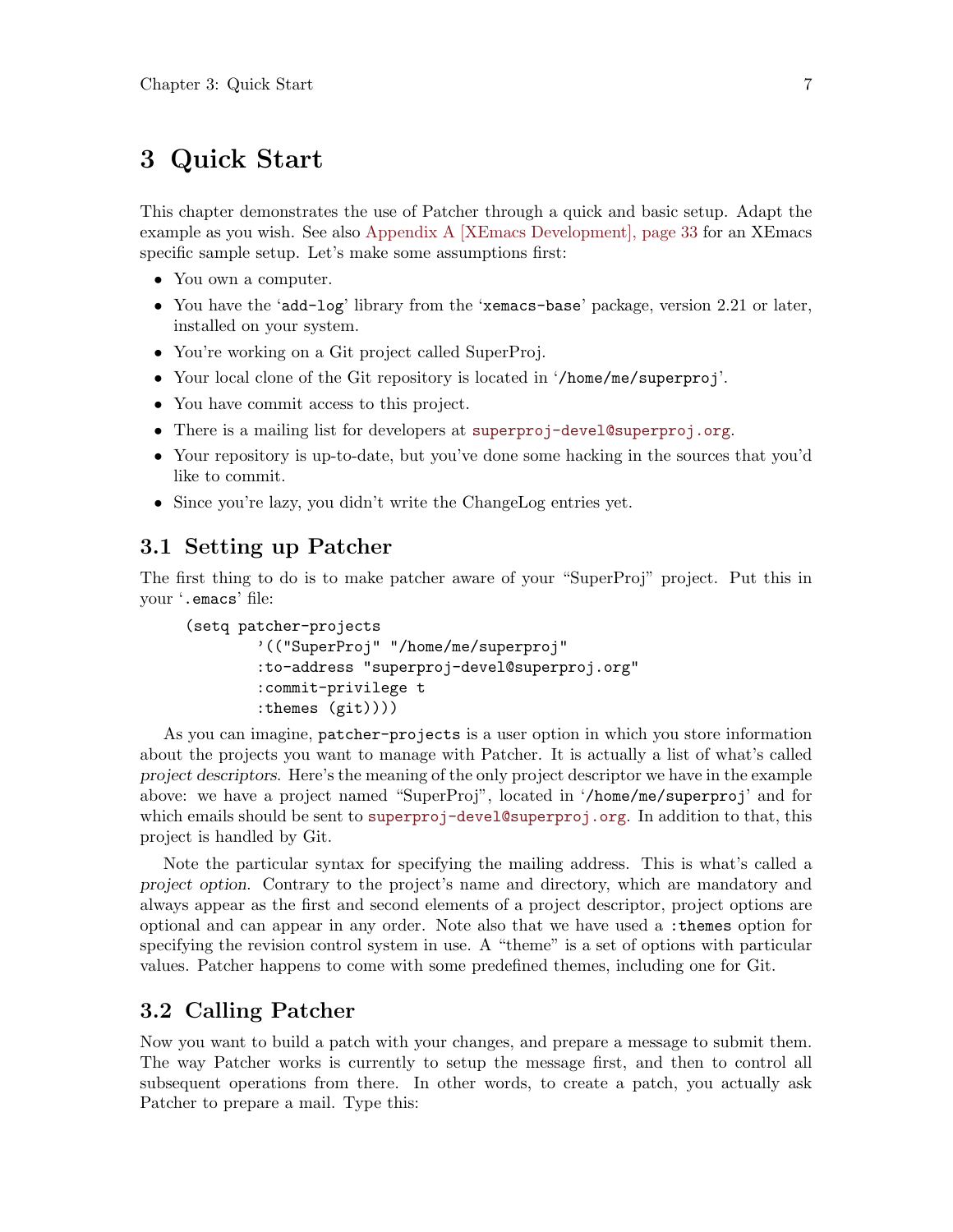# 3 Quick Start

This chapter demonstrates the use of Patcher through a quick and basic setup. Adapt the example as you wish. See also Appendix A [XEmacs Development], page 33 for an XEmacs specific sample setup. Let's make some assumptions first:

- You own a computer.
- You have the '`add-log`' library from the '`xemacs-base`' package, version 2.21 or later, installed on your system.
- You're working on a Git project called SuperProj.
- Your local clone of the Git repository is located in '`/home/me/superproj`'.
- You have commit access to this project.
- There is a mailing list for developers at superproj-devel@superproj.org.
- Your repository is up-to-date, but you've done some hacking in the sources that you'd like to commit.
- Since you're lazy, you didn't write the ChangeLog entries yet.

## 3.1 Setting up Patcher

The first thing to do is to make patcher aware of your "SuperProj" project. Put this in your '`.emacs`' file:

```
(setq patcher-projects
      '(("SuperProj" "/home/me/superproj"
      :to-address "superproj-devel@superproj.org"
      :commit-privilege t
      :themes (git))))
```

As you can imagine, `patcher-projects` is a user option in which you store information about the projects you want to manage with Patcher. It is actually a list of what's called *project descriptors*. Here's the meaning of the only project descriptor we have in the example above: we have a project named "SuperProj", located in '`/home/me/superproj`' and for which emails should be sent to superproj-devel@superproj.org. In addition to that, this project is handled by Git.

Note the particular syntax for specifying the mailing address. This is what's called a *project option*. Contrary to the project's name and directory, which are mandatory and always appear as the first and second elements of a project descriptor, project options are optional and can appear in any order. Note also that we have used a `:themes` option for specifying the revision control system in use. A "theme" is a set of options with particular values. Patcher happens to come with some predefined themes, including one for Git.

## 3.2 Calling Patcher

Now you want to build a patch with your changes, and prepare a message to submit them. The way Patcher works is currently to setup the message first, and then to control all subsequent operations from there. In other words, to create a patch, you actually ask Patcher to prepare a mail. Type this: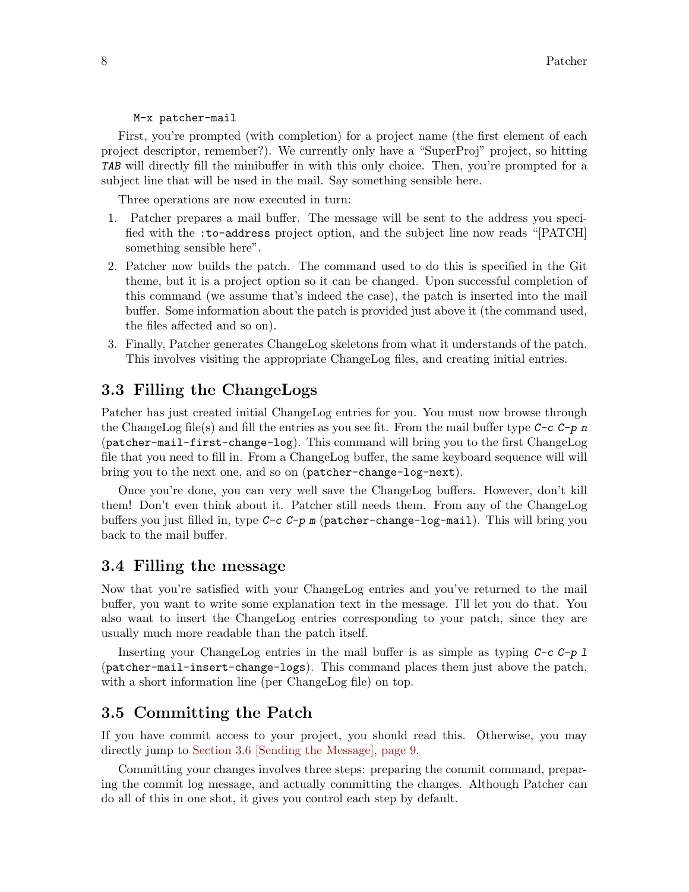```
M-x patcher-mail
```

First, you're prompted (with completion) for a project name (the first element of each project descriptor, remember?). We currently only have a "SuperProj" project, so hitting *TAB* will directly fill the minibuffer in with this only choice. Then, you're prompted for a subject line that will be used in the mail. Say something sensible here.

Three operations are now executed in turn:

1. Patcher prepares a mail buffer. The message will be sent to the address you specified with the `:to-address` project option, and the subject line now reads "[PATCH] something sensible here".
2. Patcher now builds the patch. The command used to do this is specified in the Git theme, but it is a project option so it can be changed. Upon successful completion of this command (we assume that's indeed the case), the patch is inserted into the mail buffer. Some information about the patch is provided just above it (the command used, the files affected and so on).
3. Finally, Patcher generates ChangeLog skeletons from what it understands of the patch. This involves visiting the appropriate ChangeLog files, and creating initial entries.

## 3.3 Filling the ChangeLogs

Patcher has just created initial ChangeLog entries for you. You must now browse through the ChangeLog file(s) and fill the entries as you see fit. From the mail buffer type *C-c C-p n* (`patcher-mail-first-change-log`). This command will bring you to the first ChangeLog file that you need to fill in. From a ChangeLog buffer, the same keyboard sequence will will bring you to the next one, and so on (`patcher-change-log-next`).

Once you're done, you can very well save the ChangeLog buffers. However, don't kill them! Don't even think about it. Patcher still needs them. From any of the ChangeLog buffers you just filled in, type *C-c C-p m* (`patcher-change-log-mail`). This will bring you back to the mail buffer.

## 3.4 Filling the message

Now that you're satisfied with your ChangeLog entries and you've returned to the mail buffer, you want to write some explanation text in the message. I'll let you do that. You also want to insert the ChangeLog entries corresponding to your patch, since they are usually much more readable than the patch itself.

Inserting your ChangeLog entries in the mail buffer is as simple as typing *C-c C-p l* (`patcher-mail-insert-change-logs`). This command places them just above the patch, with a short information line (per ChangeLog file) on top.

## 3.5 Committing the Patch

If you have commit access to your project, you should read this. Otherwise, you may directly jump to Section 3.6 [Sending the Message], page 9.

Committing your changes involves three steps: preparing the commit command, preparing the commit log message, and actually committing the changes. Although Patcher can do all of this in one shot, it gives you control each step by default.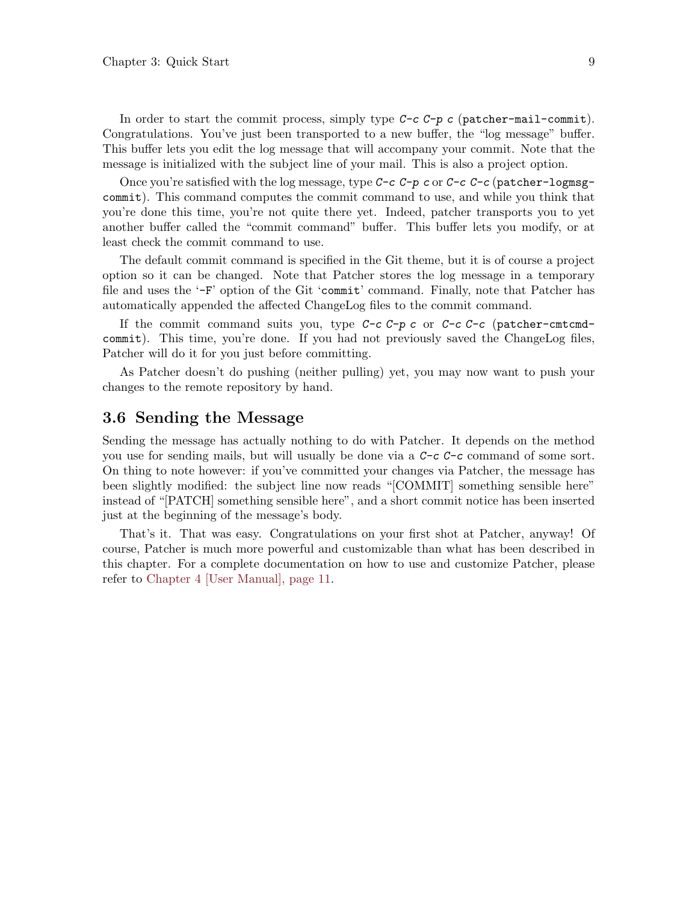In order to start the commit process, simply type *C-c C-p c* (`patcher-mail-commit`). Congratulations. You've just been transported to a new buffer, the "log message" buffer. This buffer lets you edit the log message that will accompany your commit. Note that the message is initialized with the subject line of your mail. This is also a project option.

Once you're satisfied with the log message, type *C-c C-p c* or *C-c C-c* (`patcher-logmsg-commit`). This command computes the commit command to use, and while you think that you're done this time, you're not quite there yet. Indeed, patcher transports you to yet another buffer called the "commit command" buffer. This buffer lets you modify, or at least check the commit command to use.

The default commit command is specified in the Git theme, but it is of course a project option so it can be changed. Note that Patcher stores the log message in a temporary file and uses the '`-F`' option of the Git '`commit`' command. Finally, note that Patcher has automatically appended the affected ChangeLog files to the commit command.

If the commit command suits you, type *C-c C-p c* or *C-c C-c* (`patcher-cmtcmd-commit`). This time, you're done. If you had not previously saved the ChangeLog files, Patcher will do it for you just before committing.

As Patcher doesn't do pushing (neither pulling) yet, you may now want to push your changes to the remote repository by hand.

## 3.6 Sending the Message

Sending the message has actually nothing to do with Patcher. It depends on the method you use for sending mails, but will usually be done via a *C-c C-c* command of some sort. On thing to note however: if you've committed your changes via Patcher, the message has been slightly modified: the subject line now reads "[COMMIT] something sensible here" instead of "[PATCH] something sensible here", and a short commit notice has been inserted just at the beginning of the message's body.

That's it. That was easy. Congratulations on your first shot at Patcher, anyway! Of course, Patcher is much more powerful and customizable than what has been described in this chapter. For a complete documentation on how to use and customize Patcher, please refer to Chapter 4 [User Manual], page 11.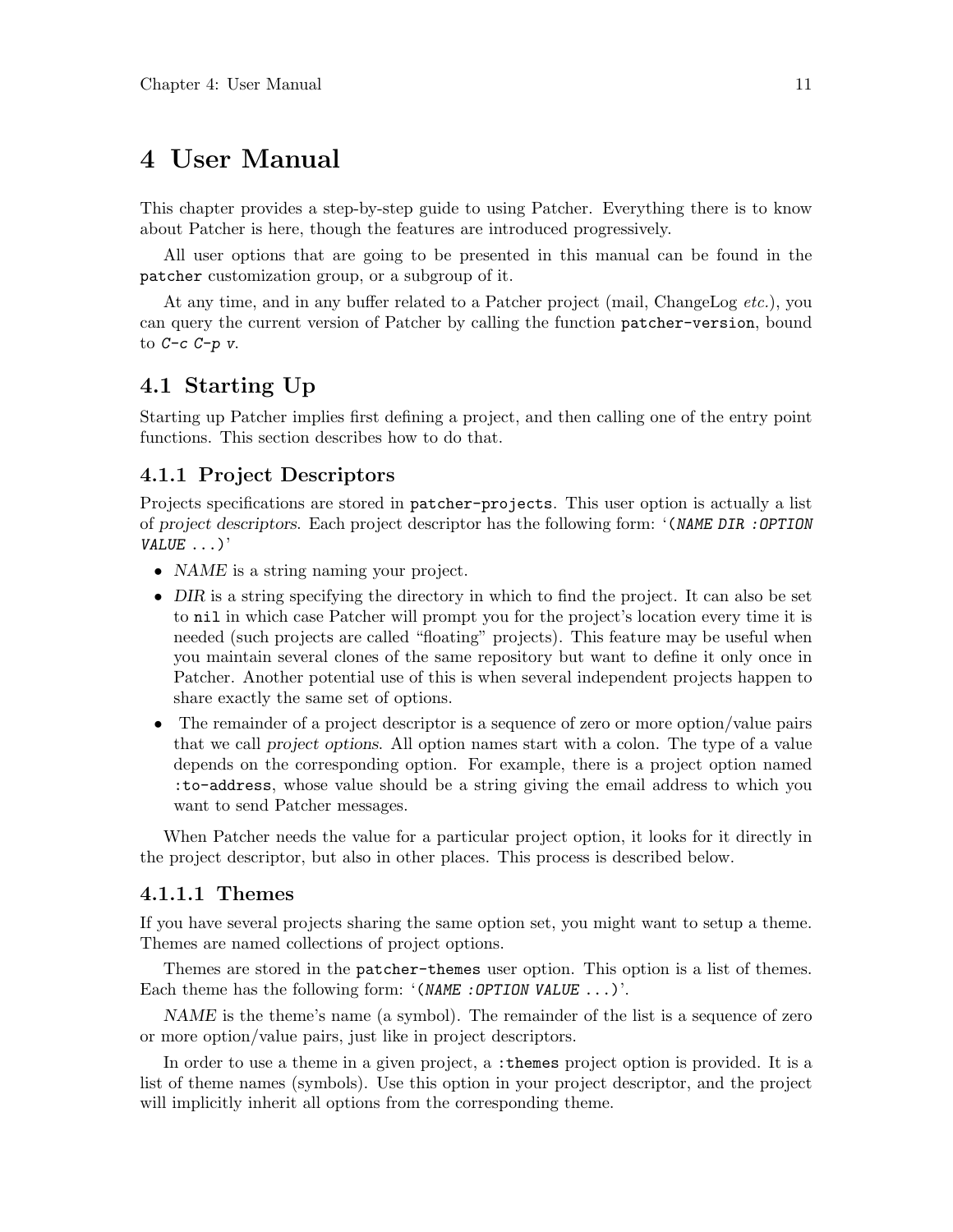# 4 User Manual

This chapter provides a step-by-step guide to using Patcher. Everything there is to know about Patcher is here, though the features are introduced progressively.

All user options that are going to be presented in this manual can be found in the `patcher` customization group, or a subgroup of it.

At any time, and in any buffer related to a Patcher project (mail, ChangeLog *etc.*), you can query the current version of Patcher by calling the function `patcher-version`, bound to `C-c C-p v`.

## 4.1 Starting Up

Starting up Patcher implies first defining a project, and then calling one of the entry point functions. This section describes how to do that.

### 4.1.1 Project Descriptors

Projects specifications are stored in `patcher-projects`. This user option is actually a list of *project descriptors*. Each project descriptor has the following form: '`(NAME DIR :OPTION VALUE ...)`'

- *NAME* is a string naming your project.
- *DIR* is a string specifying the directory in which to find the project. It can also be set to `nil` in which case Patcher will prompt you for the project's location every time it is needed (such projects are called "floating" projects). This feature may be useful when you maintain several clones of the same repository but want to define it only once in Patcher. Another potential use of this is when several independent projects happen to share exactly the same set of options.
- The remainder of a project descriptor is a sequence of zero or more option/value pairs that we call *project options*. All option names start with a colon. The type of a value depends on the corresponding option. For example, there is a project option named `:to-address`, whose value should be a string giving the email address to which you want to send Patcher messages.

When Patcher needs the value for a particular project option, it looks for it directly in the project descriptor, but also in other places. This process is described below.

#### 4.1.1.1 Themes

If you have several projects sharing the same option set, you might want to setup a theme. Themes are named collections of project options.

Themes are stored in the `patcher-themes` user option. This option is a list of themes. Each theme has the following form: '`(NAME :OPTION VALUE ...)`'.

*NAME* is the theme's name (a symbol). The remainder of the list is a sequence of zero or more option/value pairs, just like in project descriptors.

In order to use a theme in a given project, a `:themes` project option is provided. It is a list of theme names (symbols). Use this option in your project descriptor, and the project will implicitly inherit all options from the corresponding theme.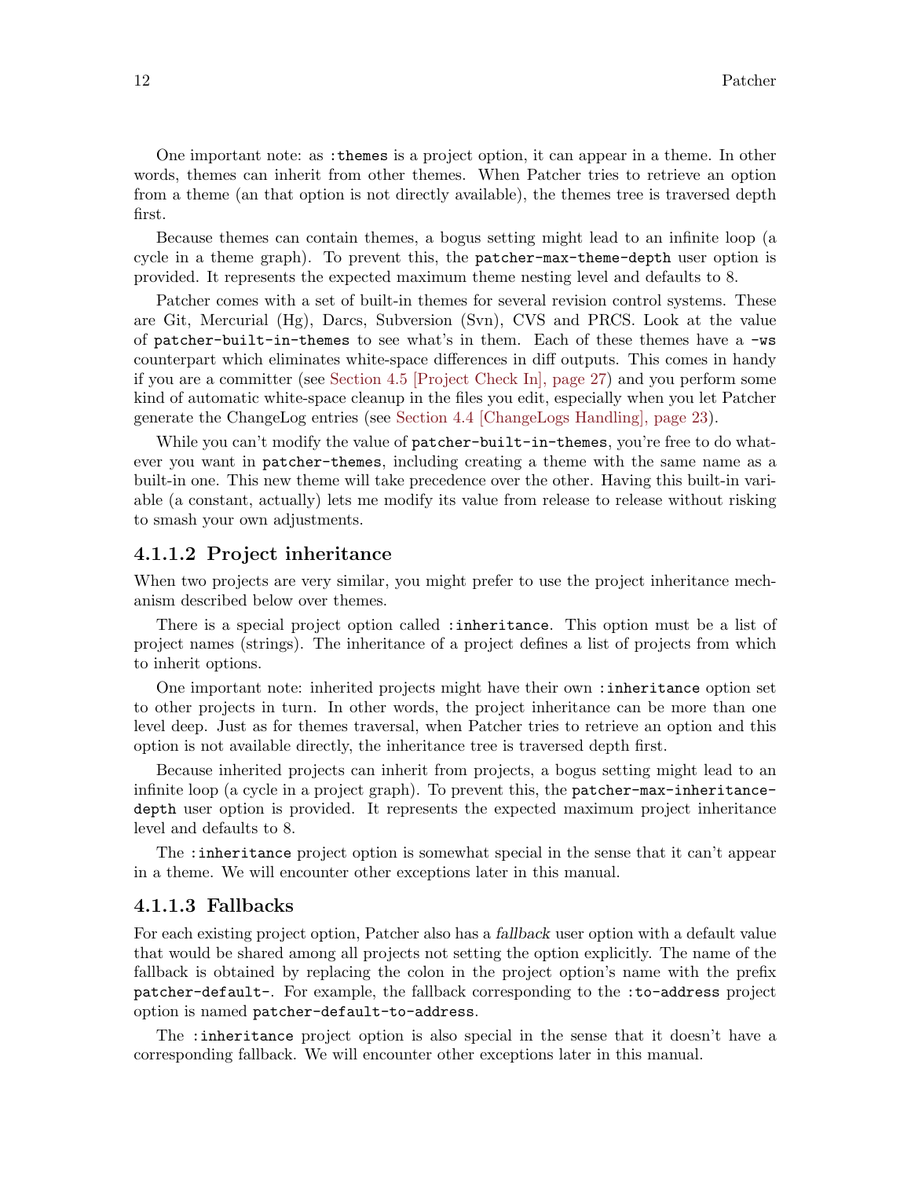One important note: as `:themes` is a project option, it can appear in a theme. In other words, themes can inherit from other themes. When Patcher tries to retrieve an option from a theme (an that option is not directly available), the themes tree is traversed depth first.

Because themes can contain themes, a bogus setting might lead to an infinite loop (a cycle in a theme graph). To prevent this, the `patcher-max-theme-depth` user option is provided. It represents the expected maximum theme nesting level and defaults to 8.

Patcher comes with a set of built-in themes for several revision control systems. These are Git, Mercurial (Hg), Darcs, Subversion (Svn), CVS and PRCS. Look at the value of `patcher-built-in-themes` to see what's in them. Each of these themes have a `-ws` counterpart which eliminates white-space differences in diff outputs. This comes in handy if you are a committer (see Section 4.5 [Project Check In], page 27) and you perform some kind of automatic white-space cleanup in the files you edit, especially when you let Patcher generate the ChangeLog entries (see Section 4.4 [ChangeLogs Handling], page 23).

While you can't modify the value of `patcher-built-in-themes`, you're free to do whatever you want in `patcher-themes`, including creating a theme with the same name as a built-in one. This new theme will take precedence over the other. Having this built-in variable (a constant, actually) lets me modify its value from release to release without risking to smash your own adjustments.

#### 4.1.1.2 Project inheritance

When two projects are very similar, you might prefer to use the project inheritance mechanism described below over themes.

There is a special project option called `:inheritance`. This option must be a list of project names (strings). The inheritance of a project defines a list of projects from which to inherit options.

One important note: inherited projects might have their own `:inheritance` option set to other projects in turn. In other words, the project inheritance can be more than one level deep. Just as for themes traversal, when Patcher tries to retrieve an option and this option is not available directly, the inheritance tree is traversed depth first.

Because inherited projects can inherit from projects, a bogus setting might lead to an infinite loop (a cycle in a project graph). To prevent this, the `patcher-max-inheritance-depth` user option is provided. It represents the expected maximum project inheritance level and defaults to 8.

The `:inheritance` project option is somewhat special in the sense that it can't appear in a theme. We will encounter other exceptions later in this manual.

#### 4.1.1.3 Fallbacks

For each existing project option, Patcher also has a *fallback* user option with a default value that would be shared among all projects not setting the option explicitly. The name of the fallback is obtained by replacing the colon in the project option's name with the prefix `patcher-default-`. For example, the fallback corresponding to the `:to-address` project option is named `patcher-default-to-address`.

The `:inheritance` project option is also special in the sense that it doesn't have a corresponding fallback. We will encounter other exceptions later in this manual.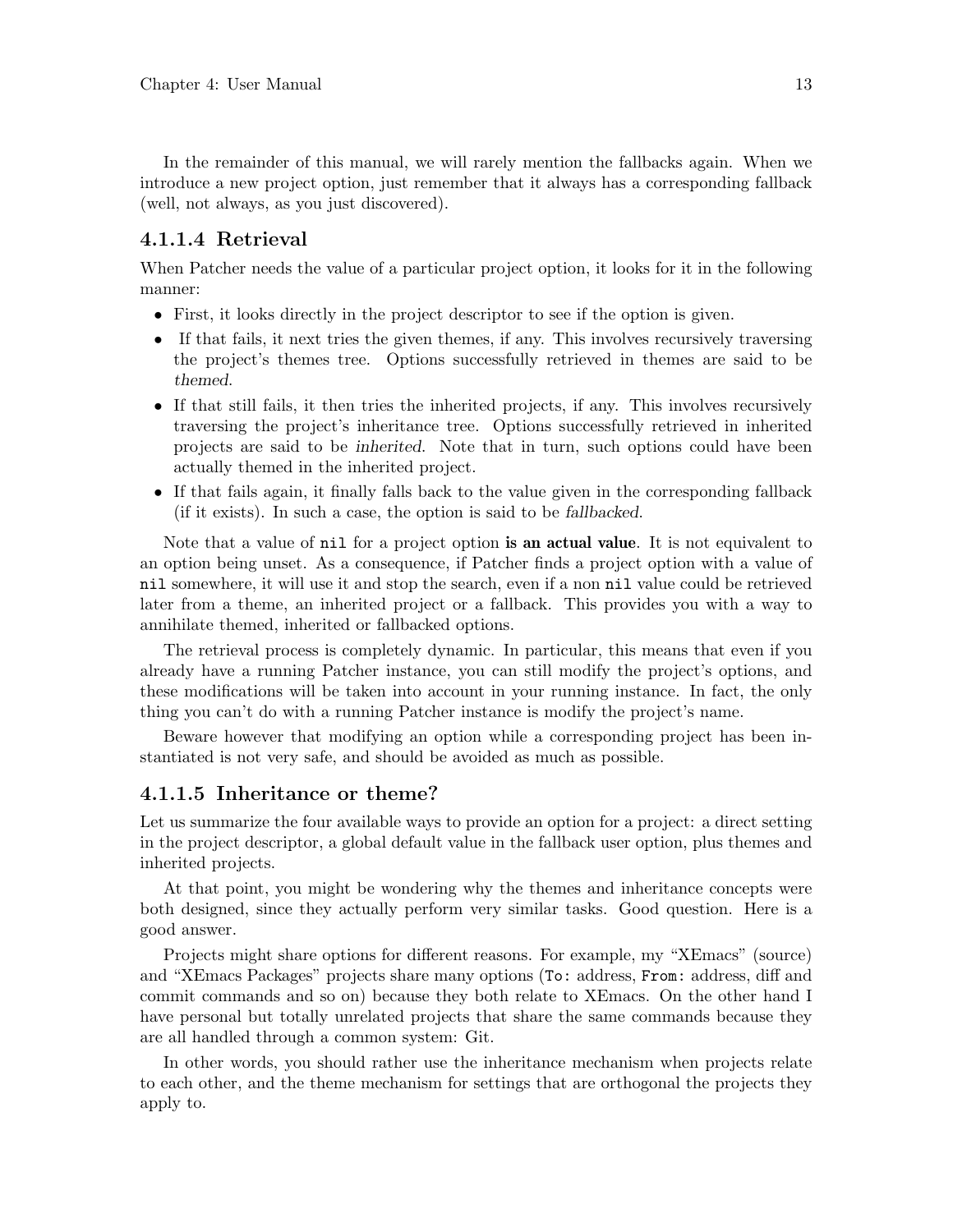In the remainder of this manual, we will rarely mention the fallbacks again. When we introduce a new project option, just remember that it always has a corresponding fallback (well, not always, as you just discovered).

#### 4.1.1.4 Retrieval

When Patcher needs the value of a particular project option, it looks for it in the following manner:

- First, it looks directly in the project descriptor to see if the option is given.
- If that fails, it next tries the given themes, if any. This involves recursively traversing the project's themes tree. Options successfully retrieved in themes are said to be *themed*.
- If that still fails, it then tries the inherited projects, if any. This involves recursively traversing the project's inheritance tree. Options successfully retrieved in inherited projects are said to be *inherited*. Note that in turn, such options could have been actually themed in the inherited project.
- If that fails again, it finally falls back to the value given in the corresponding fallback (if it exists). In such a case, the option is said to be *fallbacked*.

Note that a value of `nil` for a project option **is an actual value**. It is not equivalent to an option being unset. As a consequence, if Patcher finds a project option with a value of `nil` somewhere, it will use it and stop the search, even if a non `nil` value could be retrieved later from a theme, an inherited project or a fallback. This provides you with a way to annihilate themed, inherited or fallbacked options.

The retrieval process is completely dynamic. In particular, this means that even if you already have a running Patcher instance, you can still modify the project's options, and these modifications will be taken into account in your running instance. In fact, the only thing you can't do with a running Patcher instance is modify the project's name.

Beware however that modifying an option while a corresponding project has been instantiated is not very safe, and should be avoided as much as possible.

#### 4.1.1.5 Inheritance or theme?

Let us summarize the four available ways to provide an option for a project: a direct setting in the project descriptor, a global default value in the fallback user option, plus themes and inherited projects.

At that point, you might be wondering why the themes and inheritance concepts were both designed, since they actually perform very similar tasks. Good question. Here is a good answer.

Projects might share options for different reasons. For example, my "XEmacs" (source) and "XEmacs Packages" projects share many options (`To:` address, `From:` address, diff and commit commands and so on) because they both relate to XEmacs. On the other hand I have personal but totally unrelated projects that share the same commands because they are all handled through a common system: Git.

In other words, you should rather use the inheritance mechanism when projects relate to each other, and the theme mechanism for settings that are orthogonal the projects they apply to.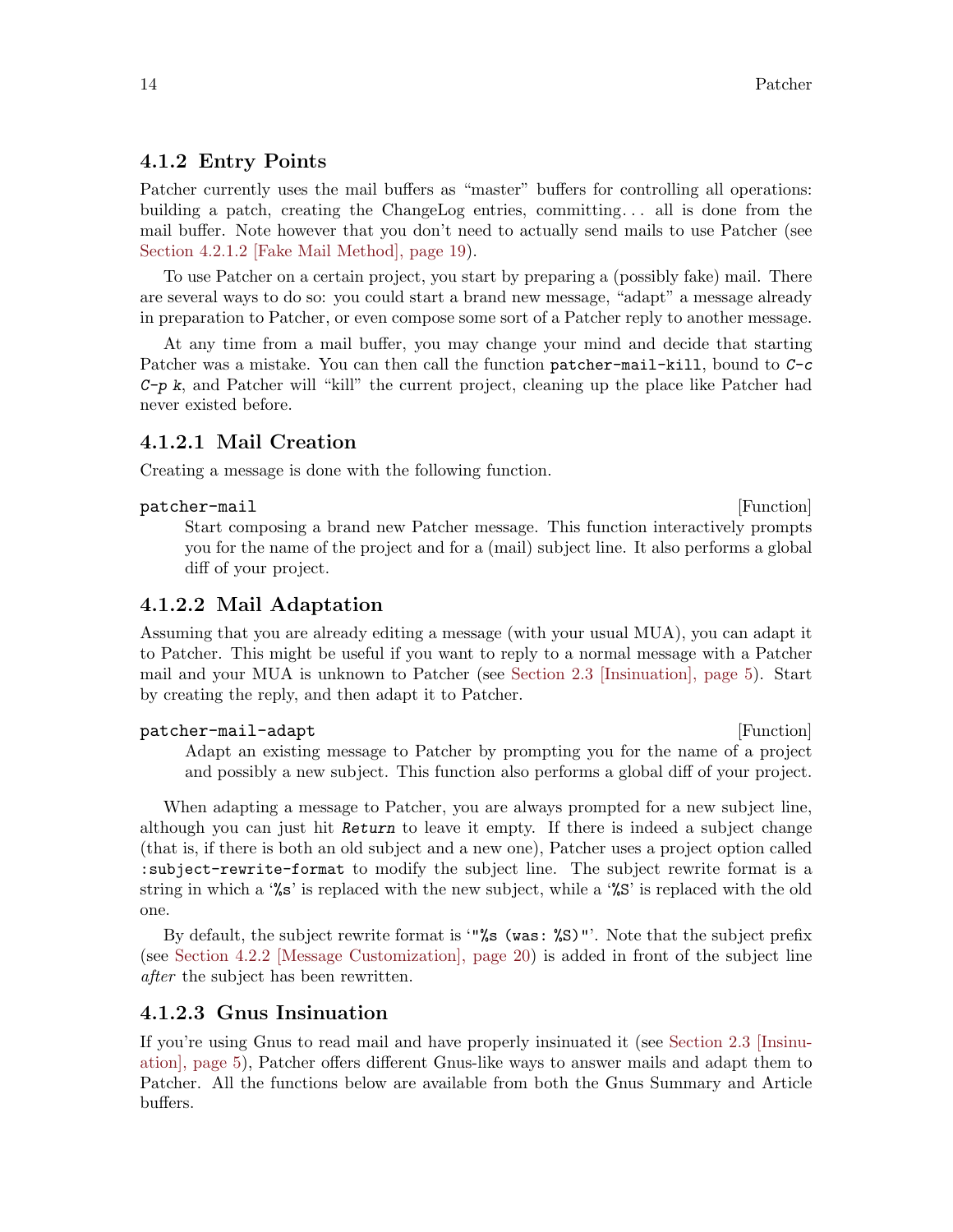### 4.1.2 Entry Points

Patcher currently uses the mail buffers as "master" buffers for controlling all operations: building a patch, creating the ChangeLog entries, committing... all is done from the mail buffer. Note however that you don't need to actually send mails to use Patcher (see Section 4.2.1.2 [Fake Mail Method], page 19).

To use Patcher on a certain project, you start by preparing a (possibly fake) mail. There are several ways to do so: you could start a brand new message, "adapt" a message already in preparation to Patcher, or even compose some sort of a Patcher reply to another message.

At any time from a mail buffer, you may change your mind and decide that starting Patcher was a mistake. You can then call the function `patcher-mail-kill`, bound to *C-c C-p k*, and Patcher will "kill" the current project, cleaning up the place like Patcher had never existed before.

#### 4.1.2.1 Mail Creation

Creating a message is done with the following function.

`patcher-mail` [Function]

Start composing a brand new Patcher message. This function interactively prompts you for the name of the project and for a (mail) subject line. It also performs a global diff of your project.

#### 4.1.2.2 Mail Adaptation

Assuming that you are already editing a message (with your usual MUA), you can adapt it to Patcher. This might be useful if you want to reply to a normal message with a Patcher mail and your MUA is unknown to Patcher (see Section 2.3 [Insinuation], page 5). Start by creating the reply, and then adapt it to Patcher.

`patcher-mail-adapt` [Function]

Adapt an existing message to Patcher by prompting you for the name of a project and possibly a new subject. This function also performs a global diff of your project.

When adapting a message to Patcher, you are always prompted for a new subject line, although you can just hit *Return* to leave it empty. If there is indeed a subject change (that is, if there is both an old subject and a new one), Patcher uses a project option called `:subject-rewrite-format` to modify the subject line. The subject rewrite format is a string in which a '`%s`' is replaced with the new subject, while a '`%S`' is replaced with the old one.

By default, the subject rewrite format is '`"%s (was: %S)"`'. Note that the subject prefix (see Section 4.2.2 [Message Customization], page 20) is added in front of the subject line *after* the subject has been rewritten.

#### 4.1.2.3 Gnus Insinuation

If you're using Gnus to read mail and have properly insinuated it (see Section 2.3 [Insinuation], page 5), Patcher offers different Gnus-like ways to answer mails and adapt them to Patcher. All the functions below are available from both the Gnus Summary and Article buffers.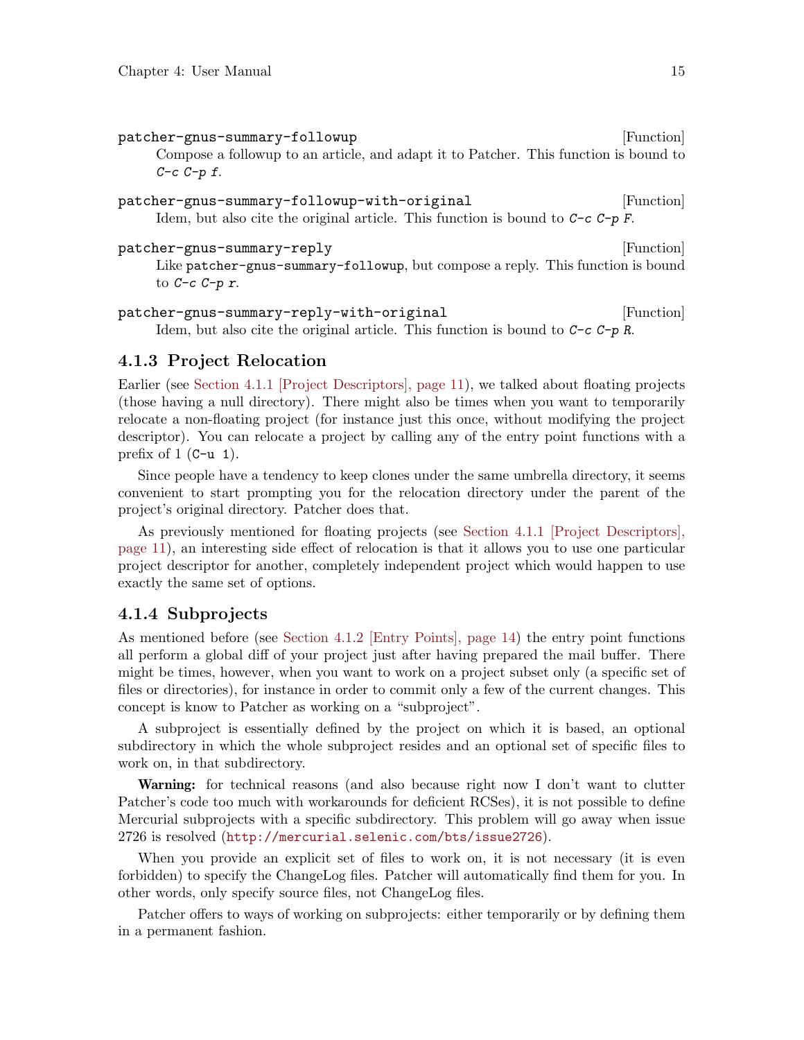`patcher-gnus-summary-followup` [Function]

Compose a followup to an article, and adapt it to Patcher. This function is bound to *C-c C-p f*.

`patcher-gnus-summary-followup-with-original` [Function]

Idem, but also cite the original article. This function is bound to *C-c C-p F*.

`patcher-gnus-summary-reply` [Function]

Like `patcher-gnus-summary-followup`, but compose a reply. This function is bound to *C-c C-p r*.

`patcher-gnus-summary-reply-with-original` [Function]

Idem, but also cite the original article. This function is bound to *C-c C-p R*.

### 4.1.3 Project Relocation

Earlier (see Section 4.1.1 [Project Descriptors], page 11), we talked about floating projects (those having a null directory). There might also be times when you want to temporarily relocate a non-floating project (for instance just this once, without modifying the project descriptor). You can relocate a project by calling any of the entry point functions with a prefix of 1 (`C-u 1`).

Since people have a tendency to keep clones under the same umbrella directory, it seems convenient to start prompting you for the relocation directory under the parent of the project's original directory. Patcher does that.

As previously mentioned for floating projects (see Section 4.1.1 [Project Descriptors], page 11), an interesting side effect of relocation is that it allows you to use one particular project descriptor for another, completely independent project which would happen to use exactly the same set of options.

### 4.1.4 Subprojects

As mentioned before (see Section 4.1.2 [Entry Points], page 14) the entry point functions all perform a global diff of your project just after having prepared the mail buffer. There might be times, however, when you want to work on a project subset only (a specific set of files or directories), for instance in order to commit only a few of the current changes. This concept is know to Patcher as working on a "subproject".

A subproject is essentially defined by the project on which it is based, an optional subdirectory in which the whole subproject resides and an optional set of specific files to work on, in that subdirectory.

**Warning:** for technical reasons (and also because right now I don't want to clutter Patcher's code too much with workarounds for deficient RCSes), it is not possible to define Mercurial subprojects with a specific subdirectory. This problem will go away when issue 2726 is resolved (`http://mercurial.selenic.com/bts/issue2726`).

When you provide an explicit set of files to work on, it is not necessary (it is even forbidden) to specify the ChangeLog files. Patcher will automatically find them for you. In other words, only specify source files, not ChangeLog files.

Patcher offers to ways of working on subprojects: either temporarily or by defining them in a permanent fashion.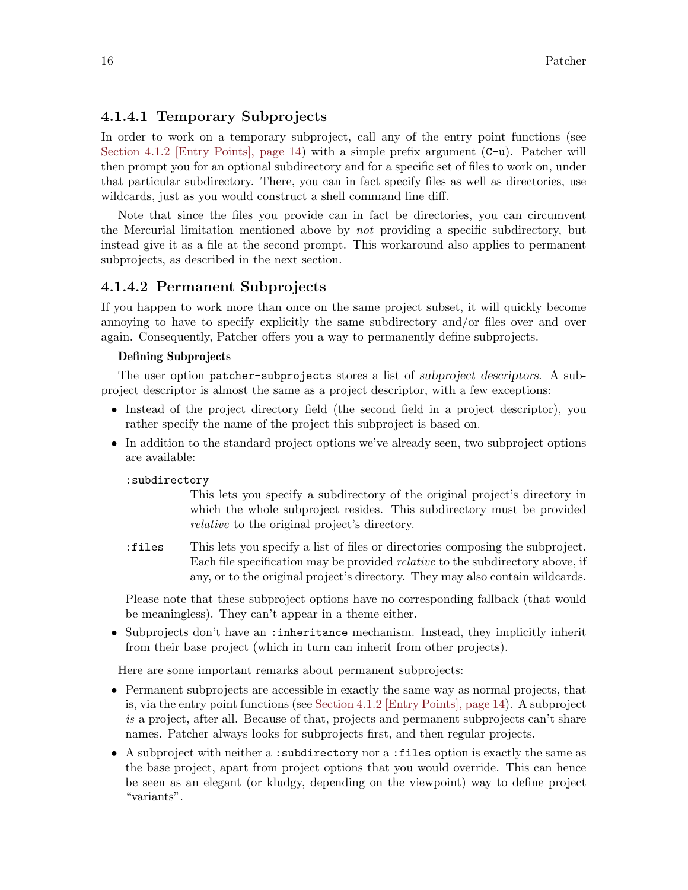#### 4.1.4.1 Temporary Subprojects

In order to work on a temporary subproject, call any of the entry point functions (see Section 4.1.2 [Entry Points], page 14) with a simple prefix argument (`C-u`). Patcher will then prompt you for an optional subdirectory and for a specific set of files to work on, under that particular subdirectory. There, you can in fact specify files as well as directories, use wildcards, just as you would construct a shell command line diff.

Note that since the files you provide can in fact be directories, you can circumvent the Mercurial limitation mentioned above by *not* providing a specific subdirectory, but instead give it as a file at the second prompt. This workaround also applies to permanent subprojects, as described in the next section.

#### 4.1.4.2 Permanent Subprojects

If you happen to work more than once on the same project subset, it will quickly become annoying to have to specify explicitly the same subdirectory and/or files over and over again. Consequently, Patcher offers you a way to permanently define subprojects.

**Defining Subprojects**

The user option `patcher-subprojects` stores a list of *subproject descriptors*. A subproject descriptor is almost the same as a project descriptor, with a few exceptions:

- Instead of the project directory field (the second field in a project descriptor), you rather specify the name of the project this subproject is based on.
- In addition to the standard project options we've already seen, two subproject options are available:

  `:subdirectory`
  : This lets you specify a subdirectory of the original project's directory in which the whole subproject resides. This subdirectory must be provided *relative* to the original project's directory.

  `:files`
  : This lets you specify a list of files or directories composing the subproject. Each file specification may be provided *relative* to the subdirectory above, if any, or to the original project's directory. They may also contain wildcards.

  Please note that these subproject options have no corresponding fallback (that would be meaningless). They can't appear in a theme either.
- Subprojects don't have an `:inheritance` mechanism. Instead, they implicitly inherit from their base project (which in turn can inherit from other projects).

Here are some important remarks about permanent subprojects:

- Permanent subprojects are accessible in exactly the same way as normal projects, that is, via the entry point functions (see Section 4.1.2 [Entry Points], page 14). A subproject *is* a project, after all. Because of that, projects and permanent subprojects can't share names. Patcher always looks for subprojects first, and then regular projects.
- A subproject with neither a `:subdirectory` nor a `:files` option is exactly the same as the base project, apart from project options that you would override. This can hence be seen as an elegant (or kludgy, depending on the viewpoint) way to define project "variants".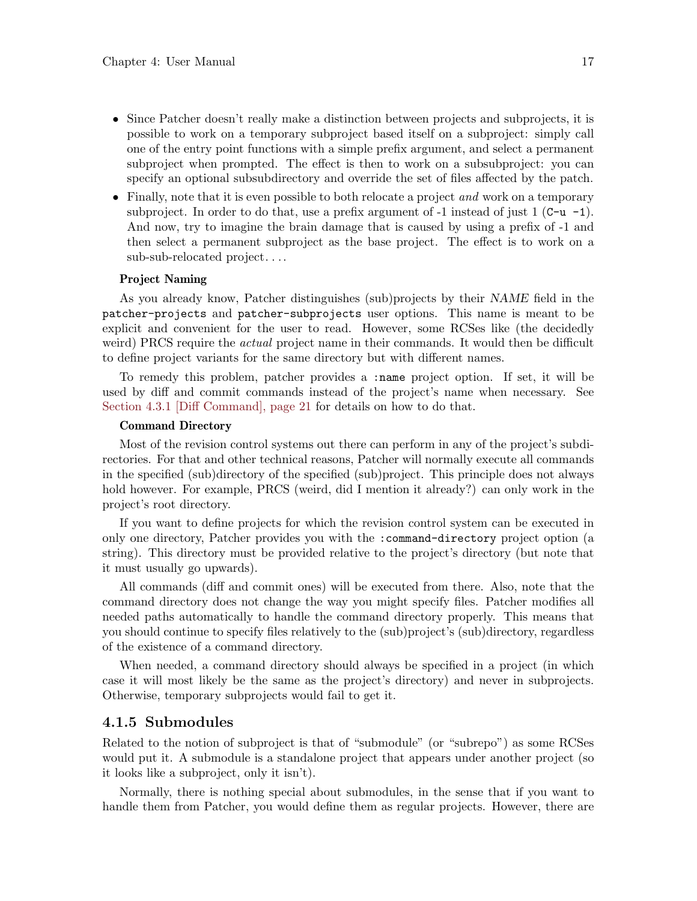- Since Patcher doesn't really make a distinction between projects and subprojects, it is possible to work on a temporary subproject based itself on a subproject: simply call one of the entry point functions with a simple prefix argument, and select a permanent subproject when prompted. The effect is then to work on a subsubproject: you can specify an optional subsubdirectory and override the set of files affected by the patch.
- Finally, note that it is even possible to both relocate a project *and* work on a temporary subproject. In order to do that, use a prefix argument of -1 instead of just 1 (`C-u -1`). And now, try to imagine the brain damage that is caused by using a prefix of -1 and then select a permanent subproject as the base project. The effect is to work on a sub-sub-relocated project. . . .

**Project Naming**

As you already know, Patcher distinguishes (sub)projects by their *NAME* field in the `patcher-projects` and `patcher-subprojects` user options. This name is meant to be explicit and convenient for the user to read. However, some RCSes like (the decidedly weird) PRCS require the *actual* project name in their commands. It would then be difficult to define project variants for the same directory but with different names.

To remedy this problem, patcher provides a `:name` project option. If set, it will be used by diff and commit commands instead of the project's name when necessary. See Section 4.3.1 [Diff Command], page 21 for details on how to do that.

**Command Directory**

Most of the revision control systems out there can perform in any of the project's subdirectories. For that and other technical reasons, Patcher will normally execute all commands in the specified (sub)directory of the specified (sub)project. This principle does not always hold however. For example, PRCS (weird, did I mention it already?) can only work in the project's root directory.

If you want to define projects for which the revision control system can be executed in only one directory, Patcher provides you with the `:command-directory` project option (a string). This directory must be provided relative to the project's directory (but note that it must usually go upwards).

All commands (diff and commit ones) will be executed from there. Also, note that the command directory does not change the way you might specify files. Patcher modifies all needed paths automatically to handle the command directory properly. This means that you should continue to specify files relatively to the (sub)project's (sub)directory, regardless of the existence of a command directory.

When needed, a command directory should always be specified in a project (in which case it will most likely be the same as the project's directory) and never in subprojects. Otherwise, temporary subprojects would fail to get it.

### 4.1.5 Submodules

Related to the notion of subproject is that of "submodule" (or "subrepo") as some RCSes would put it. A submodule is a standalone project that appears under another project (so it looks like a subproject, only it isn't).

Normally, there is nothing special about submodules, in the sense that if you want to handle them from Patcher, you would define them as regular projects. However, there are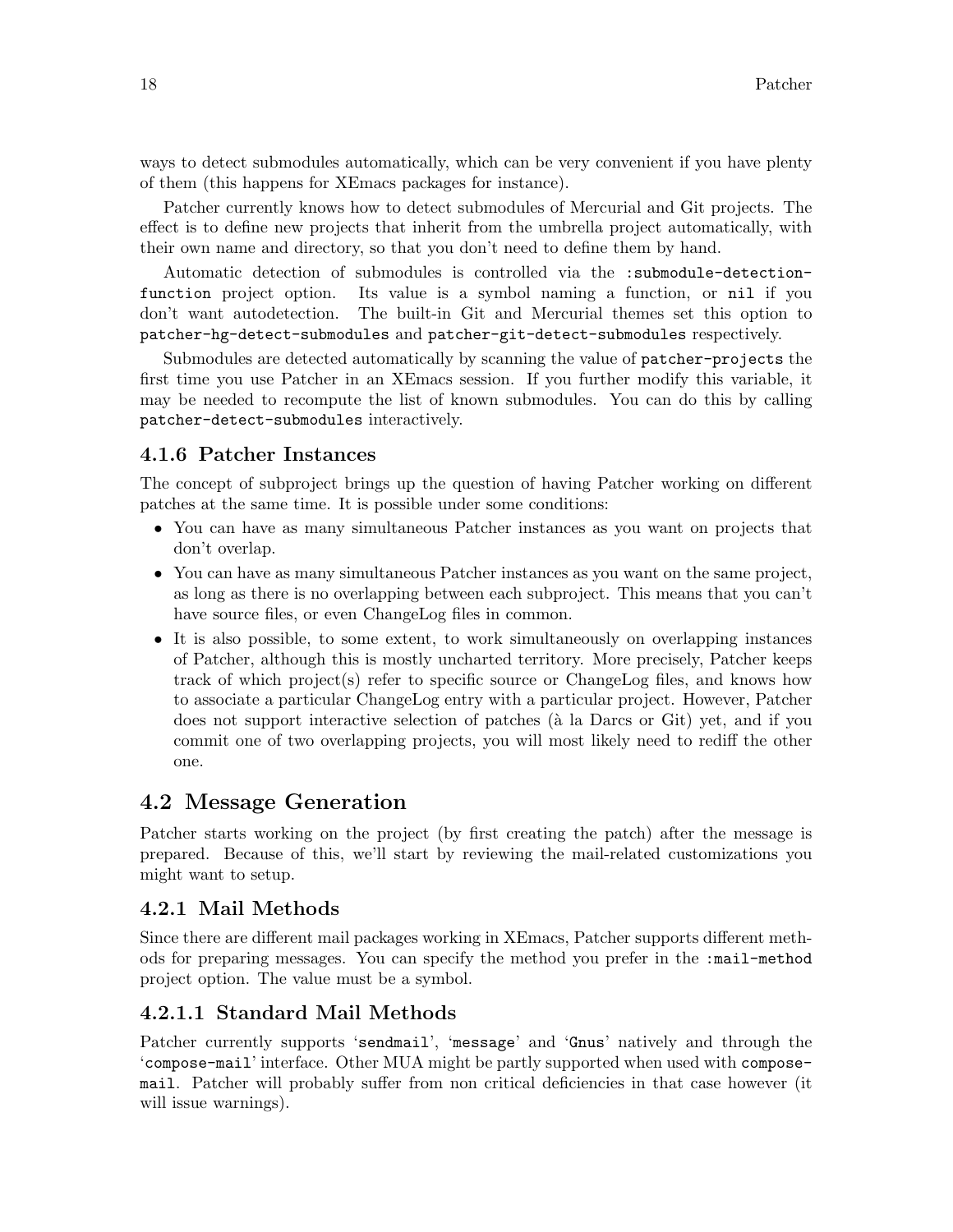ways to detect submodules automatically, which can be very convenient if you have plenty of them (this happens for XEmacs packages for instance).

Patcher currently knows how to detect submodules of Mercurial and Git projects. The effect is to define new projects that inherit from the umbrella project automatically, with their own name and directory, so that you don't need to define them by hand.

Automatic detection of submodules is controlled via the `:submodule-detection-function` project option. Its value is a symbol naming a function, or `nil` if you don't want autodetection. The built-in Git and Mercurial themes set this option to `patcher-hg-detect-submodules` and `patcher-git-detect-submodules` respectively.

Submodules are detected automatically by scanning the value of `patcher-projects` the first time you use Patcher in an XEmacs session. If you further modify this variable, it may be needed to recompute the list of known submodules. You can do this by calling `patcher-detect-submodules` interactively.

### 4.1.6 Patcher Instances

The concept of subproject brings up the question of having Patcher working on different patches at the same time. It is possible under some conditions:

- You can have as many simultaneous Patcher instances as you want on projects that don't overlap.
- You can have as many simultaneous Patcher instances as you want on the same project, as long as there is no overlapping between each subproject. This means that you can't have source files, or even ChangeLog files in common.
- It is also possible, to some extent, to work simultaneously on overlapping instances of Patcher, although this is mostly uncharted territory. More precisely, Patcher keeps track of which project(s) refer to specific source or ChangeLog files, and knows how to associate a particular ChangeLog entry with a particular project. However, Patcher does not support interactive selection of patches (à la Darcs or Git) yet, and if you commit one of two overlapping projects, you will most likely need to rediff the other one.

## 4.2 Message Generation

Patcher starts working on the project (by first creating the patch) after the message is prepared. Because of this, we'll start by reviewing the mail-related customizations you might want to setup.

### 4.2.1 Mail Methods

Since there are different mail packages working in XEmacs, Patcher supports different methods for preparing messages. You can specify the method you prefer in the `:mail-method` project option. The value must be a symbol.

#### 4.2.1.1 Standard Mail Methods

Patcher currently supports '`sendmail`', '`message`' and '`Gnus`' natively and through the '`compose-mail`' interface. Other MUA might be partly supported when used with `compose-mail`. Patcher will probably suffer from non critical deficiencies in that case however (it will issue warnings).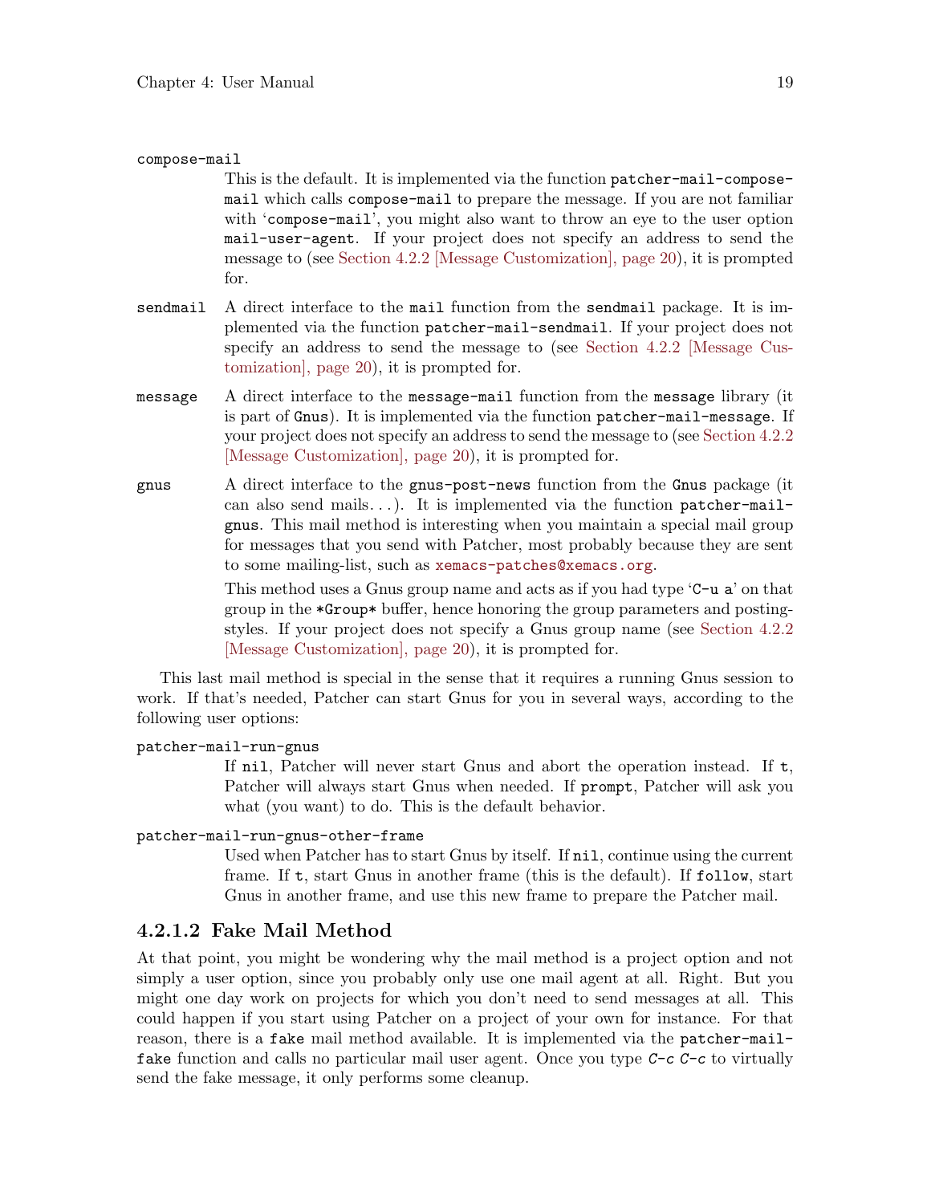`compose-mail`
: This is the default. It is implemented via the function `patcher-mail-compose-mail` which calls `compose-mail` to prepare the message. If you are not familiar with '`compose-mail`', you might also want to throw an eye to the user option `mail-user-agent`. If your project does not specify an address to send the message to (see Section 4.2.2 [Message Customization], page 20), it is prompted for.

`sendmail`
: A direct interface to the `mail` function from the `sendmail` package. It is implemented via the function `patcher-mail-sendmail`. If your project does not specify an address to send the message to (see Section 4.2.2 [Message Customization], page 20), it is prompted for.

`message`
: A direct interface to the `message-mail` function from the `message` library (it is part of `Gnus`). It is implemented via the function `patcher-mail-message`. If your project does not specify an address to send the message to (see Section 4.2.2 [Message Customization], page 20), it is prompted for.

`gnus`
: A direct interface to the `gnus-post-news` function from the `Gnus` package (it can also send mails...). It is implemented via the function `patcher-mail-gnus`. This mail method is interesting when you maintain a special mail group for messages that you send with Patcher, most probably because they are sent to some mailing-list, such as xemacs-patches@xemacs.org.

  This method uses a Gnus group name and acts as if you had type '`C-u a`' on that group in the `*Group*` buffer, hence honoring the group parameters and posting-styles. If your project does not specify a Gnus group name (see Section 4.2.2 [Message Customization], page 20), it is prompted for.

This last mail method is special in the sense that it requires a running Gnus session to work. If that's needed, Patcher can start Gnus for you in several ways, according to the following user options:

`patcher-mail-run-gnus`
: If `nil`, Patcher will never start Gnus and abort the operation instead. If `t`, Patcher will always start Gnus when needed. If `prompt`, Patcher will ask you what (you want) to do. This is the default behavior.

`patcher-mail-run-gnus-other-frame`
: Used when Patcher has to start Gnus by itself. If `nil`, continue using the current frame. If `t`, start Gnus in another frame (this is the default). If `follow`, start Gnus in another frame, and use this new frame to prepare the Patcher mail.

#### 4.2.1.2 Fake Mail Method

At that point, you might be wondering why the mail method is a project option and not simply a user option, since you probably only use one mail agent at all. Right. But you might one day work on projects for which you don't need to send messages at all. This could happen if you start using Patcher on a project of your own for instance. For that reason, there is a `fake` mail method available. It is implemented via the `patcher-mail-fake` function and calls no particular mail user agent. Once you type *`C-c C-c`* to virtually send the fake message, it only performs some cleanup.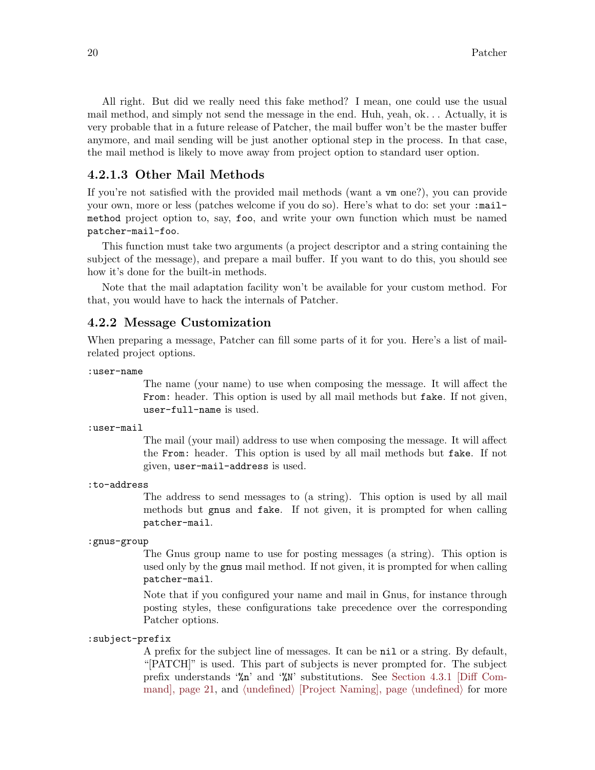All right. But did we really need this fake method? I mean, one could use the usual mail method, and simply not send the message in the end. Huh, yeah, ok... Actually, it is very probable that in a future release of Patcher, the mail buffer won't be the master buffer anymore, and mail sending will be just another optional step in the process. In that case, the mail method is likely to move away from project option to standard user option.

#### 4.2.1.3 Other Mail Methods

If you're not satisfied with the provided mail methods (want a `vm` one?), you can provide your own, more or less (patches welcome if you do so). Here's what to do: set your `:mail-method` project option to, say, `foo`, and write your own function which must be named `patcher-mail-foo`.

This function must take two arguments (a project descriptor and a string containing the subject of the message), and prepare a mail buffer. If you want to do this, you should see how it's done for the built-in methods.

Note that the mail adaptation facility won't be available for your custom method. For that, you would have to hack the internals of Patcher.

### 4.2.2 Message Customization

When preparing a message, Patcher can fill some parts of it for you. Here's a list of mail-related project options.

`:user-name`
: The name (your name) to use when composing the message. It will affect the `From:` header. This option is used by all mail methods but `fake`. If not given, `user-full-name` is used.

`:user-mail`
: The mail (your mail) address to use when composing the message. It will affect the `From:` header. This option is used by all mail methods but `fake`. If not given, `user-mail-address` is used.

`:to-address`
: The address to send messages to (a string). This option is used by all mail methods but `gnus` and `fake`. If not given, it is prompted for when calling `patcher-mail`.

`:gnus-group`
: The Gnus group name to use for posting messages (a string). This option is used only by the `gnus` mail method. If not given, it is prompted for when calling `patcher-mail`.

  Note that if you configured your name and mail in Gnus, for instance through posting styles, these configurations take precedence over the corresponding Patcher options.

`:subject-prefix`
: A prefix for the subject line of messages. It can be `nil` or a string. By default, "[PATCH]" is used. This part of subjects is never prompted for. The subject prefix understands '`%n`' and '`%N`' substitutions. See Section 4.3.1 [Diff Command], page 21, and ⟨undefined⟩ [Project Naming], page ⟨undefined⟩ for more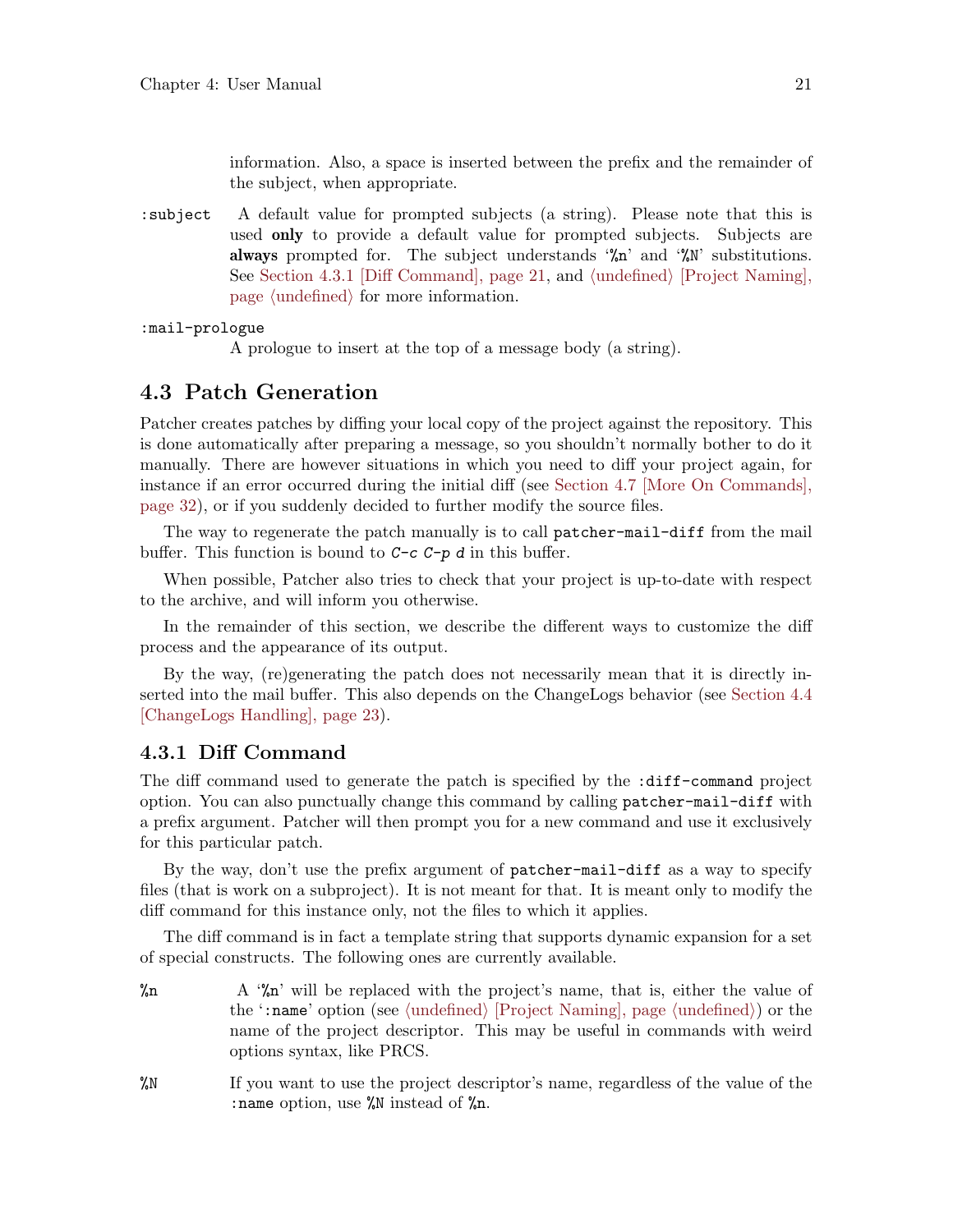information. Also, a space is inserted between the prefix and the remainder of the subject, when appropriate.

`:subject`
A default value for prompted subjects (a string). Please note that this is used **only** to provide a default value for prompted subjects. Subjects are **always** prompted for. The subject understands '`%n`' and '`%N`' substitutions. See Section 4.3.1 [Diff Command], page 21, and ⟨undefined⟩ [Project Naming], page ⟨undefined⟩ for more information.

`:mail-prologue`
A prologue to insert at the top of a message body (a string).

## 4.3 Patch Generation

Patcher creates patches by diffing your local copy of the project against the repository. This is done automatically after preparing a message, so you shouldn't normally bother to do it manually. There are however situations in which you need to diff your project again, for instance if an error occurred during the initial diff (see Section 4.7 [More On Commands], page 32), or if you suddenly decided to further modify the source files.

The way to regenerate the patch manually is to call `patcher-mail-diff` from the mail buffer. This function is bound to *C-c C-p d* in this buffer.

When possible, Patcher also tries to check that your project is up-to-date with respect to the archive, and will inform you otherwise.

In the remainder of this section, we describe the different ways to customize the diff process and the appearance of its output.

By the way, (re)generating the patch does not necessarily mean that it is directly inserted into the mail buffer. This also depends on the ChangeLogs behavior (see Section 4.4 [ChangeLogs Handling], page 23).

### 4.3.1 Diff Command

The diff command used to generate the patch is specified by the `:diff-command` project option. You can also punctually change this command by calling `patcher-mail-diff` with a prefix argument. Patcher will then prompt you for a new command and use it exclusively for this particular patch.

By the way, don't use the prefix argument of `patcher-mail-diff` as a way to specify files (that is work on a subproject). It is not meant for that. It is meant only to modify the diff command for this instance only, not the files to which it applies.

The diff command is in fact a template string that supports dynamic expansion for a set of special constructs. The following ones are currently available.

`%n`
A '`%n`' will be replaced with the project's name, that is, either the value of the '`:name`' option (see ⟨undefined⟩ [Project Naming], page ⟨undefined⟩) or the name of the project descriptor. This may be useful in commands with weird options syntax, like PRCS.

`%N`
If you want to use the project descriptor's name, regardless of the value of the `:name` option, use `%N` instead of `%n`.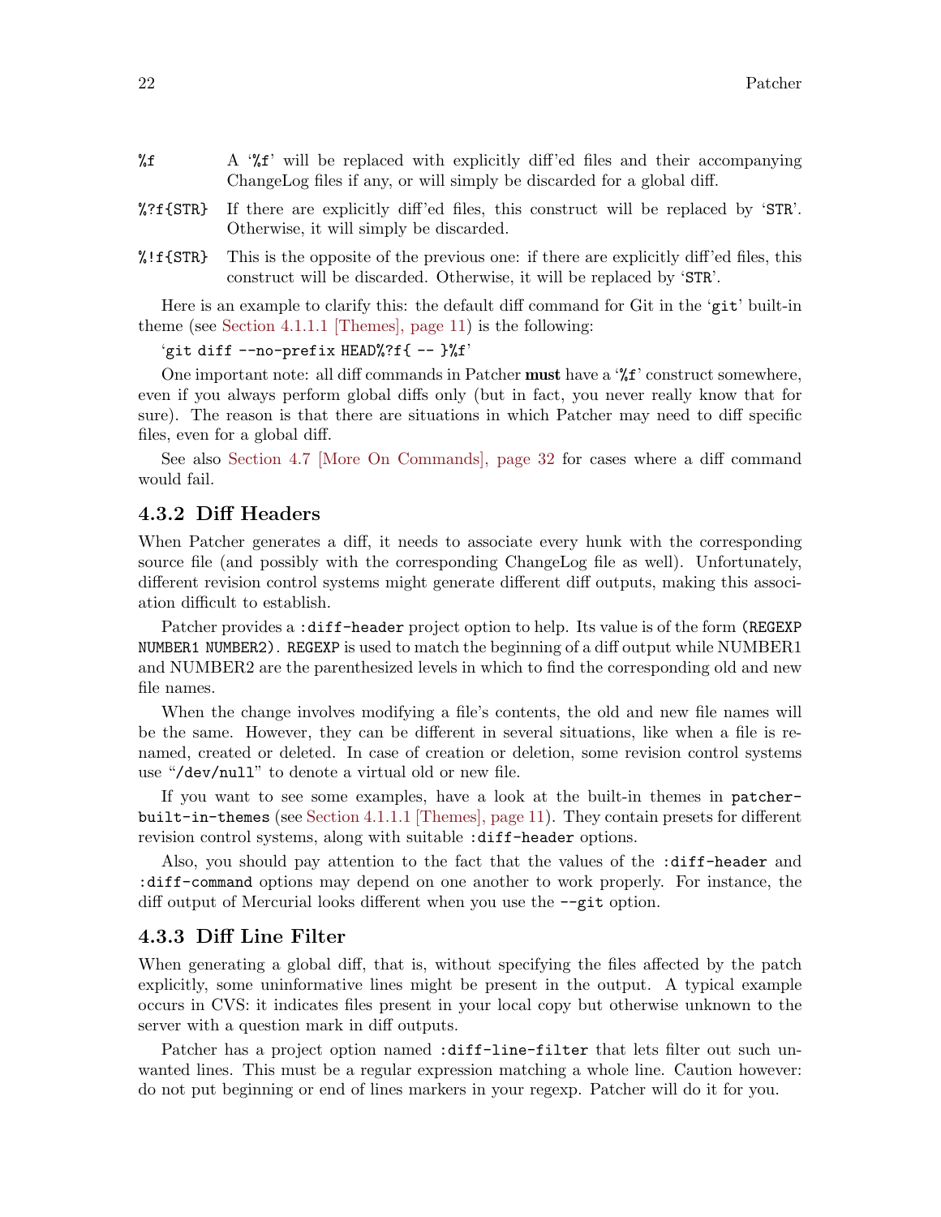`%f` A '`%f`' will be replaced with explicitly diff'ed files and their accompanying ChangeLog files if any, or will simply be discarded for a global diff.

`%?f{STR}` If there are explicitly diff'ed files, this construct will be replaced by '`STR`'. Otherwise, it will simply be discarded.

`%!f{STR}` This is the opposite of the previous one: if there are explicitly diff'ed files, this construct will be discarded. Otherwise, it will be replaced by '`STR`'.

Here is an example to clarify this: the default diff command for Git in the '`git`' built-in theme (see Section 4.1.1.1 [Themes], page 11) is the following:

'`git diff --no-prefix HEAD%?f{ -- }%f`'

One important note: all diff commands in Patcher **must** have a '`%f`' construct somewhere, even if you always perform global diffs only (but in fact, you never really know that for sure). The reason is that there are situations in which Patcher may need to diff specific files, even for a global diff.

See also Section 4.7 [More On Commands], page 32 for cases where a diff command would fail.

### 4.3.2 Diff Headers

When Patcher generates a diff, it needs to associate every hunk with the corresponding source file (and possibly with the corresponding ChangeLog file as well). Unfortunately, different revision control systems might generate different diff outputs, making this association difficult to establish.

Patcher provides a `:diff-header` project option to help. Its value is of the form `(REGEXP NUMBER1 NUMBER2)`. `REGEXP` is used to match the beginning of a diff output while NUMBER1 and NUMBER2 are the parenthesized levels in which to find the corresponding old and new file names.

When the change involves modifying a file's contents, the old and new file names will be the same. However, they can be different in several situations, like when a file is renamed, created or deleted. In case of creation or deletion, some revision control systems use "`/dev/null`" to denote a virtual old or new file.

If you want to see some examples, have a look at the built-in themes in `patcher-built-in-themes` (see Section 4.1.1.1 [Themes], page 11). They contain presets for different revision control systems, along with suitable `:diff-header` options.

Also, you should pay attention to the fact that the values of the `:diff-header` and `:diff-command` options may depend on one another to work properly. For instance, the diff output of Mercurial looks different when you use the `--git` option.

### 4.3.3 Diff Line Filter

When generating a global diff, that is, without specifying the files affected by the patch explicitly, some uninformative lines might be present in the output. A typical example occurs in CVS: it indicates files present in your local copy but otherwise unknown to the server with a question mark in diff outputs.

Patcher has a project option named `:diff-line-filter` that lets filter out such unwanted lines. This must be a regular expression matching a whole line. Caution however: do not put beginning or end of lines markers in your regexp. Patcher will do it for you.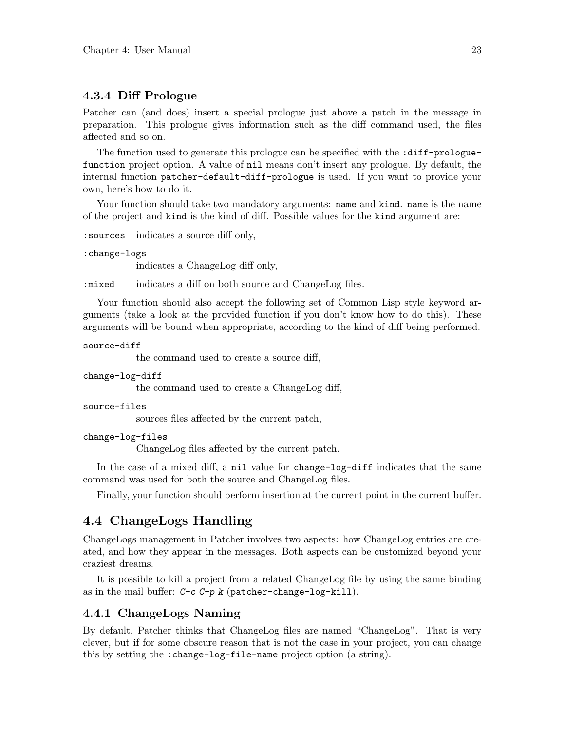### 4.3.4 Diff Prologue

Patcher can (and does) insert a special prologue just above a patch in the message in preparation. This prologue gives information such as the diff command used, the files affected and so on.

The function used to generate this prologue can be specified with the `:diff-prologue-function` project option. A value of `nil` means don't insert any prologue. By default, the internal function `patcher-default-diff-prologue` is used. If you want to provide your own, here's how to do it.

Your function should take two mandatory arguments: `name` and `kind`. `name` is the name of the project and `kind` is the kind of diff. Possible values for the `kind` argument are:

`:sources`
: indicates a source diff only,

`:change-logs`
: indicates a ChangeLog diff only,

`:mixed`
: indicates a diff on both source and ChangeLog files.

Your function should also accept the following set of Common Lisp style keyword arguments (take a look at the provided function if you don't know how to do this). These arguments will be bound when appropriate, according to the kind of diff being performed.

`source-diff`
: the command used to create a source diff,

`change-log-diff`
: the command used to create a ChangeLog diff,

`source-files`
: sources files affected by the current patch,

`change-log-files`
: ChangeLog files affected by the current patch.

In the case of a mixed diff, a `nil` value for `change-log-diff` indicates that the same command was used for both the source and ChangeLog files.

Finally, your function should perform insertion at the current point in the current buffer.

## 4.4 ChangeLogs Handling

ChangeLogs management in Patcher involves two aspects: how ChangeLog entries are created, and how they appear in the messages. Both aspects can be customized beyond your craziest dreams.

It is possible to kill a project from a related ChangeLog file by using the same binding as in the mail buffer: *C-c C-p k* (`patcher-change-log-kill`).

### 4.4.1 ChangeLogs Naming

By default, Patcher thinks that ChangeLog files are named "ChangeLog". That is very clever, but if for some obscure reason that is not the case in your project, you can change this by setting the `:change-log-file-name` project option (a string).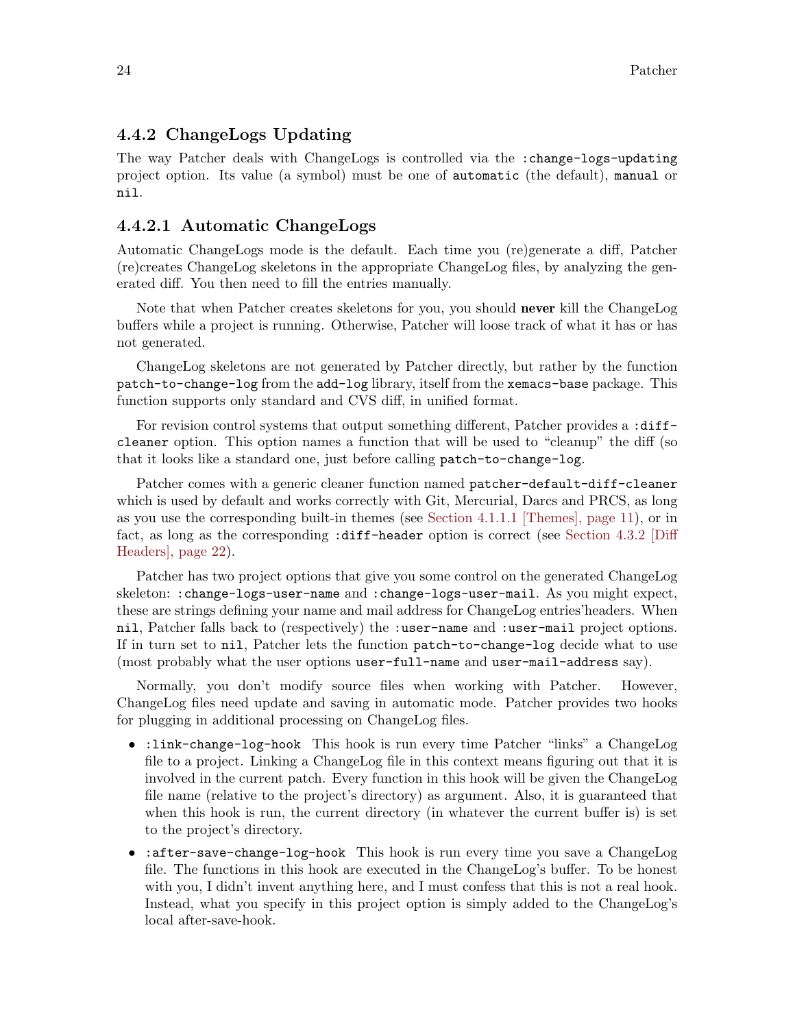### 4.4.2 ChangeLogs Updating

The way Patcher deals with ChangeLogs is controlled via the `:change-logs-updating` project option. Its value (a symbol) must be one of `automatic` (the default), `manual` or `nil`.

#### 4.4.2.1 Automatic ChangeLogs

Automatic ChangeLogs mode is the default. Each time you (re)generate a diff, Patcher (re)creates ChangeLog skeletons in the appropriate ChangeLog files, by analyzing the generated diff. You then need to fill the entries manually.

Note that when Patcher creates skeletons for you, you should **never** kill the ChangeLog buffers while a project is running. Otherwise, Patcher will loose track of what it has or has not generated.

ChangeLog skeletons are not generated by Patcher directly, but rather by the function `patch-to-change-log` from the `add-log` library, itself from the `xemacs-base` package. This function supports only standard and CVS diff, in unified format.

For revision control systems that output something different, Patcher provides a `:diff-cleaner` option. This option names a function that will be used to "cleanup" the diff (so that it looks like a standard one, just before calling `patch-to-change-log`.

Patcher comes with a generic cleaner function named `patcher-default-diff-cleaner` which is used by default and works correctly with Git, Mercurial, Darcs and PRCS, as long as you use the corresponding built-in themes (see Section 4.1.1.1 [Themes], page 11), or in fact, as long as the corresponding `:diff-header` option is correct (see Section 4.3.2 [Diff Headers], page 22).

Patcher has two project options that give you some control on the generated ChangeLog skeleton: `:change-logs-user-name` and `:change-logs-user-mail`. As you might expect, these are strings defining your name and mail address for ChangeLog entries'headers. When `nil`, Patcher falls back to (respectively) the `:user-name` and `:user-mail` project options. If in turn set to `nil`, Patcher lets the function `patch-to-change-log` decide what to use (most probably what the user options `user-full-name` and `user-mail-address` say).

Normally, you don't modify source files when working with Patcher. However, ChangeLog files need update and saving in automatic mode. Patcher provides two hooks for plugging in additional processing on ChangeLog files.

- `:link-change-log-hook` This hook is run every time Patcher "links" a ChangeLog file to a project. Linking a ChangeLog file in this context means figuring out that it is involved in the current patch. Every function in this hook will be given the ChangeLog file name (relative to the project's directory) as argument. Also, it is guaranteed that when this hook is run, the current directory (in whatever the current buffer is) is set to the project's directory.
- `:after-save-change-log-hook` This hook is run every time you save a ChangeLog file. The functions in this hook are executed in the ChangeLog's buffer. To be honest with you, I didn't invent anything here, and I must confess that this is not a real hook. Instead, what you specify in this project option is simply added to the ChangeLog's local after-save-hook.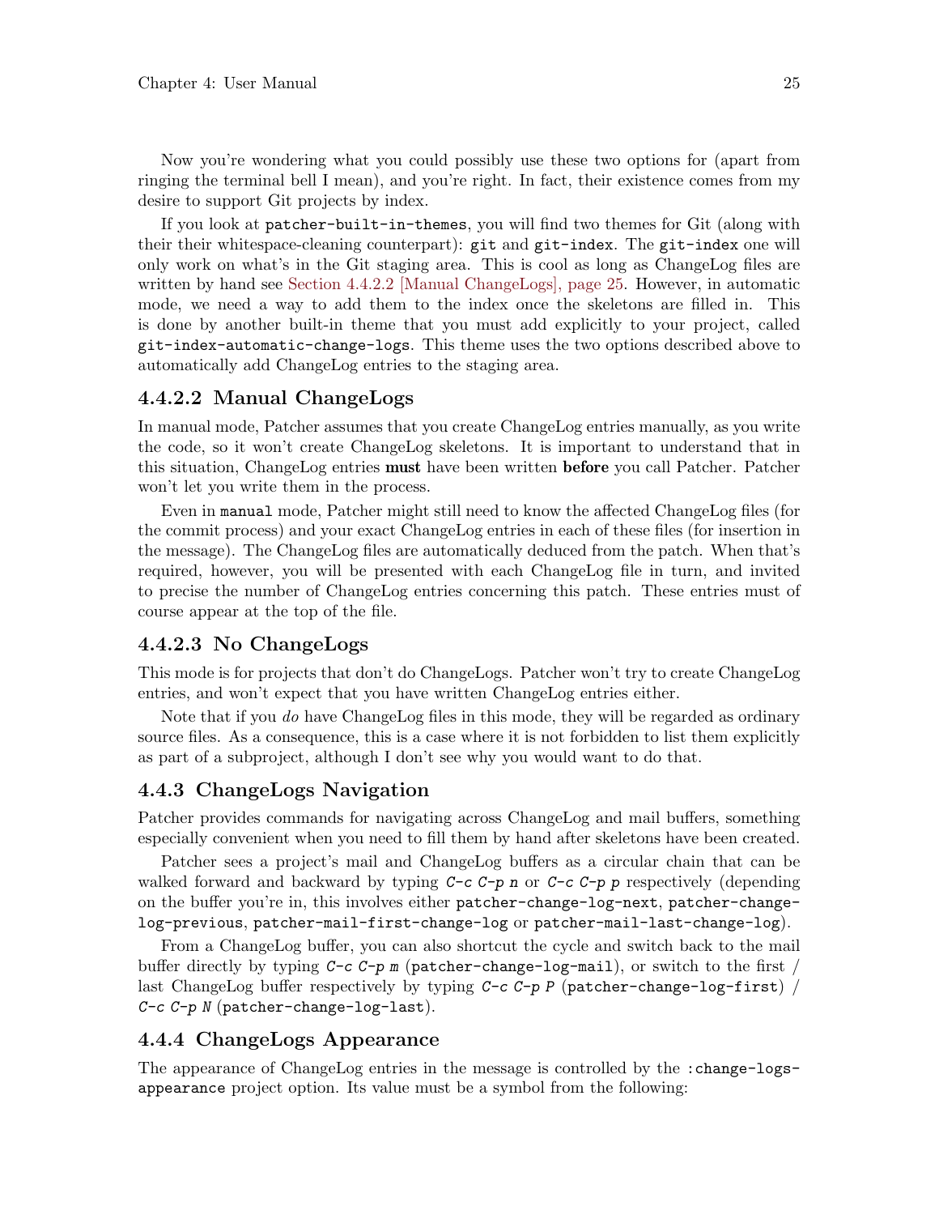Now you're wondering what you could possibly use these two options for (apart from ringing the terminal bell I mean), and you're right. In fact, their existence comes from my desire to support Git projects by index.

If you look at `patcher-built-in-themes`, you will find two themes for Git (along with their their whitespace-cleaning counterpart): `git` and `git-index`. The `git-index` one will only work on what's in the Git staging area. This is cool as long as ChangeLog files are written by hand see Section 4.4.2.2 [Manual ChangeLogs], page 25. However, in automatic mode, we need a way to add them to the index once the skeletons are filled in. This is done by another built-in theme that you must add explicitly to your project, called `git-index-automatic-change-logs`. This theme uses the two options described above to automatically add ChangeLog entries to the staging area.

#### 4.4.2.2 Manual ChangeLogs

In manual mode, Patcher assumes that you create ChangeLog entries manually, as you write the code, so it won't create ChangeLog skeletons. It is important to understand that in this situation, ChangeLog entries **must** have been written **before** you call Patcher. Patcher won't let you write them in the process.

Even in `manual` mode, Patcher might still need to know the affected ChangeLog files (for the commit process) and your exact ChangeLog entries in each of these files (for insertion in the message). The ChangeLog files are automatically deduced from the patch. When that's required, however, you will be presented with each ChangeLog file in turn, and invited to precise the number of ChangeLog entries concerning this patch. These entries must of course appear at the top of the file.

#### 4.4.2.3 No ChangeLogs

This mode is for projects that don't do ChangeLogs. Patcher won't try to create ChangeLog entries, and won't expect that you have written ChangeLog entries either.

Note that if you *do* have ChangeLog files in this mode, they will be regarded as ordinary source files. As a consequence, this is a case where it is not forbidden to list them explicitly as part of a subproject, although I don't see why you would want to do that.

### 4.4.3 ChangeLogs Navigation

Patcher provides commands for navigating across ChangeLog and mail buffers, something especially convenient when you need to fill them by hand after skeletons have been created.

Patcher sees a project's mail and ChangeLog buffers as a circular chain that can be walked forward and backward by typing *C-c C-p n* or *C-c C-p p* respectively (depending on the buffer you're in, this involves either `patcher-change-log-next`, `patcher-change-log-previous`, `patcher-mail-first-change-log` or `patcher-mail-last-change-log`).

From a ChangeLog buffer, you can also shortcut the cycle and switch back to the mail buffer directly by typing *C-c C-p m* (`patcher-change-log-mail`), or switch to the first / last ChangeLog buffer respectively by typing *C-c C-p P* (`patcher-change-log-first`) / *C-c C-p N* (`patcher-change-log-last`).

### 4.4.4 ChangeLogs Appearance

The appearance of ChangeLog entries in the message is controlled by the `:change-logs-appearance` project option. Its value must be a symbol from the following: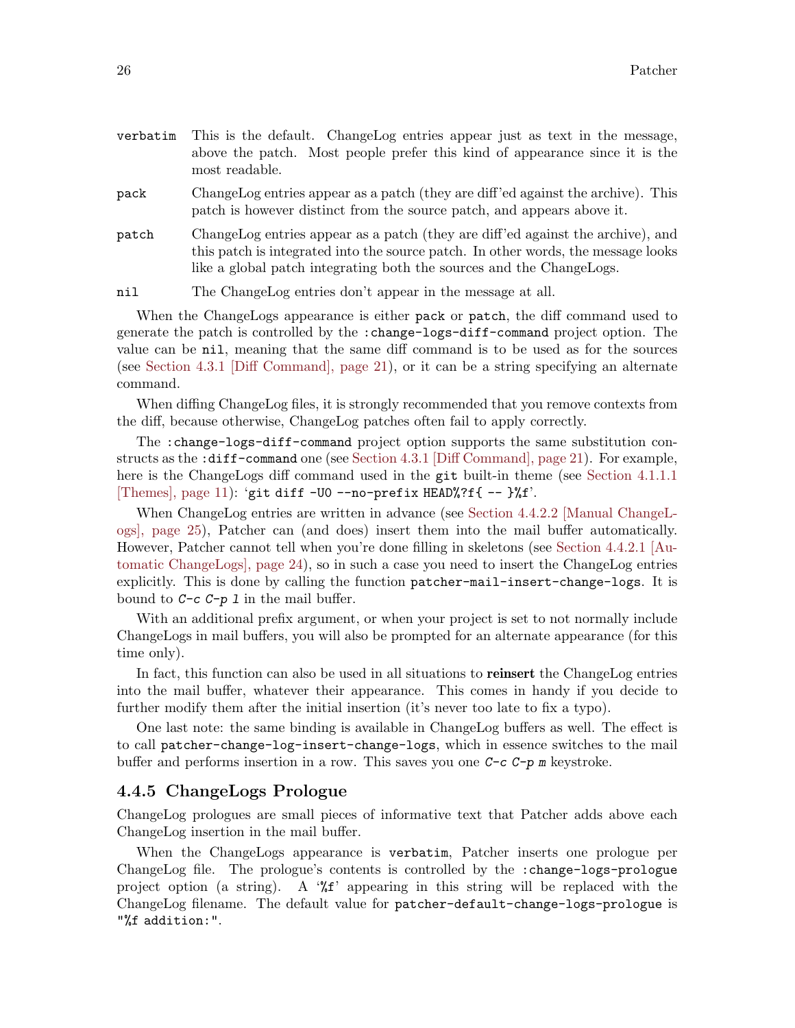`verbatim`
: This is the default. ChangeLog entries appear just as text in the message, above the patch. Most people prefer this kind of appearance since it is the most readable.

`pack`
: ChangeLog entries appear as a patch (they are diff'ed against the archive). This patch is however distinct from the source patch, and appears above it.

`patch`
: ChangeLog entries appear as a patch (they are diff'ed against the archive), and this patch is integrated into the source patch. In other words, the message looks like a global patch integrating both the sources and the ChangeLogs.

`nil`
: The ChangeLog entries don't appear in the message at all.

When the ChangeLogs appearance is either `pack` or `patch`, the diff command used to generate the patch is controlled by the `:change-logs-diff-command` project option. The value can be `nil`, meaning that the same diff command is to be used as for the sources (see Section 4.3.1 [Diff Command], page 21), or it can be a string specifying an alternate command.

When diffing ChangeLog files, it is strongly recommended that you remove contexts from the diff, because otherwise, ChangeLog patches often fail to apply correctly.

The `:change-logs-diff-command` project option supports the same substitution constructs as the `:diff-command` one (see Section 4.3.1 [Diff Command], page 21). For example, here is the ChangeLogs diff command used in the `git` built-in theme (see Section 4.1.1.1 [Themes], page 11): '`git diff -U0 --no-prefix HEAD%?f{ -- }%f`'.

When ChangeLog entries are written in advance (see Section 4.4.2.2 [Manual ChangeLogs], page 25), Patcher can (and does) insert them into the mail buffer automatically. However, Patcher cannot tell when you're done filling in skeletons (see Section 4.4.2.1 [Automatic ChangeLogs], page 24), so in such a case you need to insert the ChangeLog entries explicitly. This is done by calling the function `patcher-mail-insert-change-logs`. It is bound to *`C-c C-p l`* in the mail buffer.

With an additional prefix argument, or when your project is set to not normally include ChangeLogs in mail buffers, you will also be prompted for an alternate appearance (for this time only).

In fact, this function can also be used in all situations to **reinsert** the ChangeLog entries into the mail buffer, whatever their appearance. This comes in handy if you decide to further modify them after the initial insertion (it's never too late to fix a typo).

One last note: the same binding is available in ChangeLog buffers as well. The effect is to call `patcher-change-log-insert-change-logs`, which in essence switches to the mail buffer and performs insertion in a row. This saves you one *`C-c C-p m`* keystroke.

### 4.4.5 ChangeLogs Prologue

ChangeLog prologues are small pieces of informative text that Patcher adds above each ChangeLog insertion in the mail buffer.

When the ChangeLogs appearance is `verbatim`, Patcher inserts one prologue per ChangeLog file. The prologue's contents is controlled by the `:change-logs-prologue` project option (a string). A '`%f`' appearing in this string will be replaced with the ChangeLog filename. The default value for `patcher-default-change-logs-prologue` is `"%f addition:"`.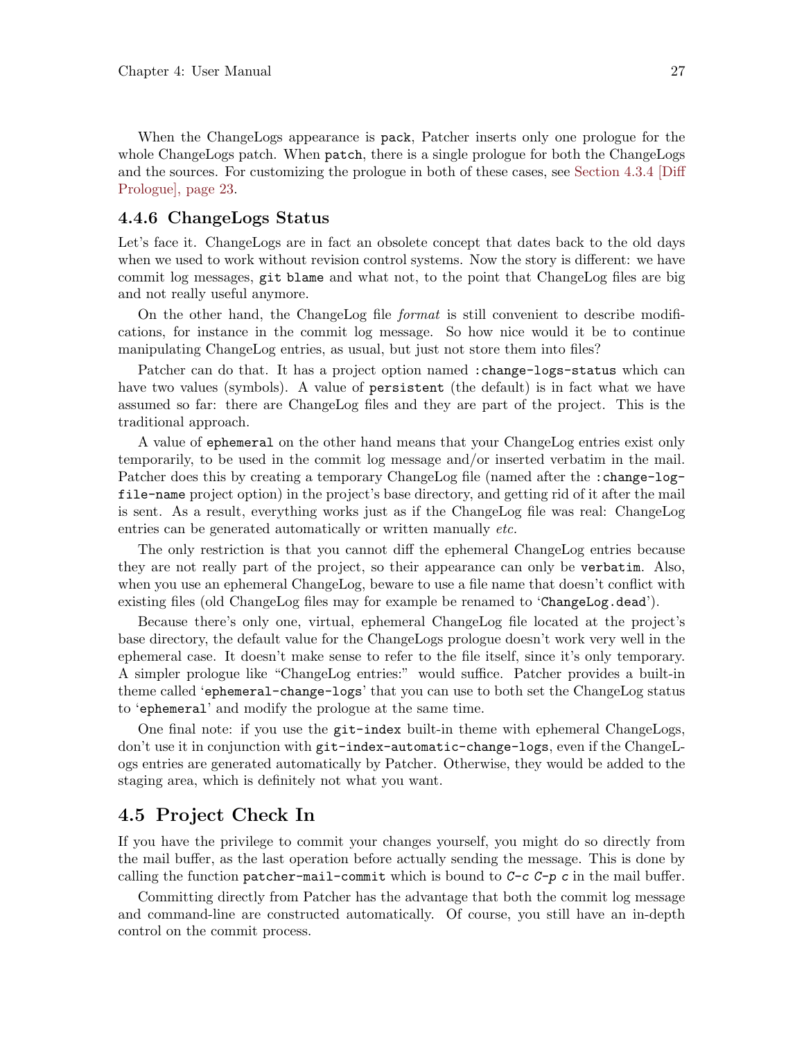When the ChangeLogs appearance is `pack`, Patcher inserts only one prologue for the whole ChangeLogs patch. When `patch`, there is a single prologue for both the ChangeLogs and the sources. For customizing the prologue in both of these cases, see Section 4.3.4 [Diff Prologue], page 23.

### 4.4.6 ChangeLogs Status

Let's face it. ChangeLogs are in fact an obsolete concept that dates back to the old days when we used to work without revision control systems. Now the story is different: we have commit log messages, `git blame` and what not, to the point that ChangeLog files are big and not really useful anymore.

On the other hand, the ChangeLog file *format* is still convenient to describe modifications, for instance in the commit log message. So how nice would it be to continue manipulating ChangeLog entries, as usual, but just not store them into files?

Patcher can do that. It has a project option named `:change-logs-status` which can have two values (symbols). A value of `persistent` (the default) is in fact what we have assumed so far: there are ChangeLog files and they are part of the project. This is the traditional approach.

A value of `ephemeral` on the other hand means that your ChangeLog entries exist only temporarily, to be used in the commit log message and/or inserted verbatim in the mail. Patcher does this by creating a temporary ChangeLog file (named after the `:change-log-file-name` project option) in the project's base directory, and getting rid of it after the mail is sent. As a result, everything works just as if the ChangeLog file was real: ChangeLog entries can be generated automatically or written manually *etc.*

The only restriction is that you cannot diff the ephemeral ChangeLog entries because they are not really part of the project, so their appearance can only be `verbatim`. Also, when you use an ephemeral ChangeLog, beware to use a file name that doesn't conflict with existing files (old ChangeLog files may for example be renamed to '`ChangeLog.dead`').

Because there's only one, virtual, ephemeral ChangeLog file located at the project's base directory, the default value for the ChangeLogs prologue doesn't work very well in the ephemeral case. It doesn't make sense to refer to the file itself, since it's only temporary. A simpler prologue like "ChangeLog entries:" would suffice. Patcher provides a built-in theme called '`ephemeral-change-logs`' that you can use to both set the ChangeLog status to '`ephemeral`' and modify the prologue at the same time.

One final note: if you use the `git-index` built-in theme with ephemeral ChangeLogs, don't use it in conjunction with `git-index-automatic-change-logs`, even if the ChangeLogs entries are generated automatically by Patcher. Otherwise, they would be added to the staging area, which is definitely not what you want.

## 4.5 Project Check In

If you have the privilege to commit your changes yourself, you might do so directly from the mail buffer, as the last operation before actually sending the message. This is done by calling the function `patcher-mail-commit` which is bound to `C-c C-p c` in the mail buffer.

Committing directly from Patcher has the advantage that both the commit log message and command-line are constructed automatically. Of course, you still have an in-depth control on the commit process.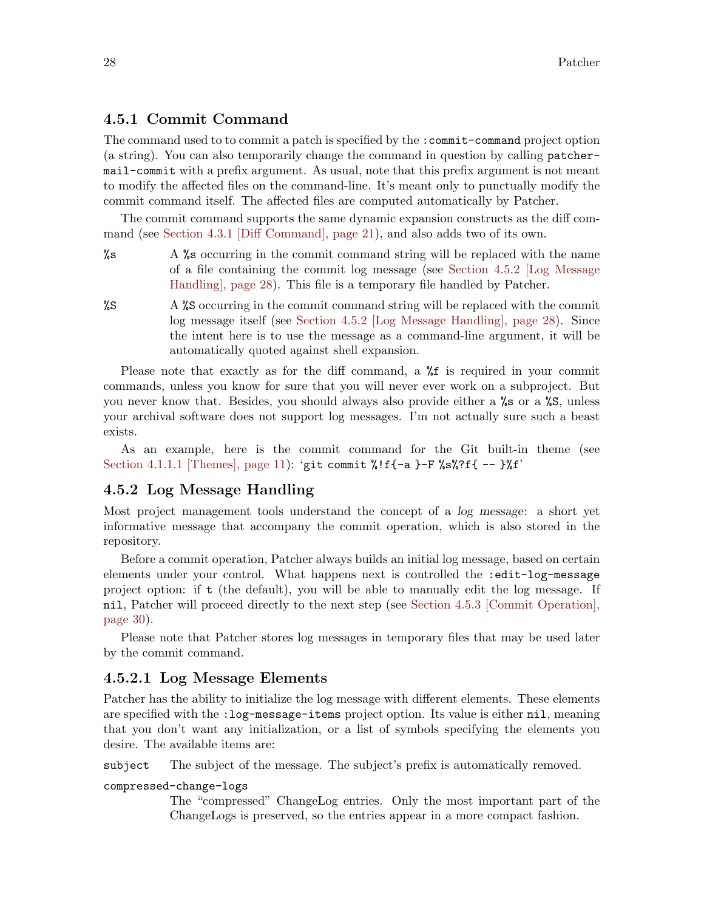### 4.5.1 Commit Command

The command used to to commit a patch is specified by the `:commit-command` project option (a string). You can also temporarily change the command in question by calling `patcher-mail-commit` with a prefix argument. As usual, note that this prefix argument is not meant to modify the affected files on the command-line. It's meant only to punctually modify the commit command itself. The affected files are computed automatically by Patcher.

The commit command supports the same dynamic expansion constructs as the diff command (see Section 4.3.1 [Diff Command], page 21), and also adds two of its own.

`%s` A `%s` occurring in the commit command string will be replaced with the name of a file containing the commit log message (see Section 4.5.2 [Log Message Handling], page 28). This file is a temporary file handled by Patcher.

`%S` A `%S` occurring in the commit command string will be replaced with the commit log message itself (see Section 4.5.2 [Log Message Handling], page 28). Since the intent here is to use the message as a command-line argument, it will be automatically quoted against shell expansion.

Please note that exactly as for the diff command, a `%f` is required in your commit commands, unless you know for sure that you will never ever work on a subproject. But you never know that. Besides, you should always also provide either a `%s` or a `%S`, unless your archival software does not support log messages. I'm not actually sure such a beast exists.

As an example, here is the commit command for the Git built-in theme (see Section 4.1.1.1 [Themes], page 11): '`git commit %!f{-a }-F %s%?f{ -- }%f`'

### 4.5.2 Log Message Handling

Most project management tools understand the concept of a *log message*: a short yet informative message that accompany the commit operation, which is also stored in the repository.

Before a commit operation, Patcher always builds an initial log message, based on certain elements under your control. What happens next is controlled the `:edit-log-message` project option: if `t` (the default), you will be able to manually edit the log message. If `nil`, Patcher will proceed directly to the next step (see Section 4.5.3 [Commit Operation], page 30).

Please note that Patcher stores log messages in temporary files that may be used later by the commit command.

#### 4.5.2.1 Log Message Elements

Patcher has the ability to initialize the log message with different elements. These elements are specified with the `:log-message-items` project option. Its value is either `nil`, meaning that you don't want any initialization, or a list of symbols specifying the elements you desire. The available items are:

`subject` The subject of the message. The subject's prefix is automatically removed.

`compressed-change-logs`
The "compressed" ChangeLog entries. Only the most important part of the ChangeLogs is preserved, so the entries appear in a more compact fashion.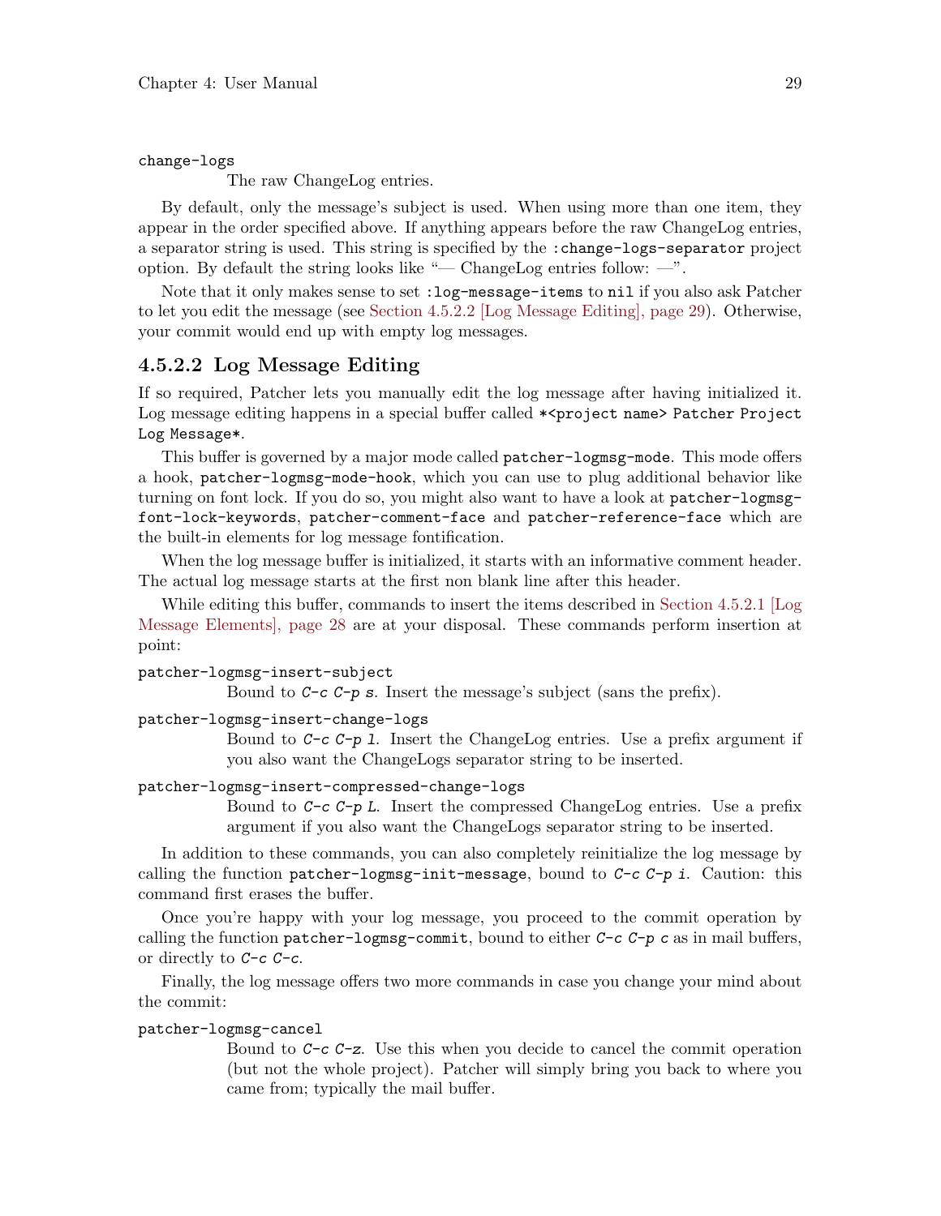`change-logs`
  The raw ChangeLog entries.

By default, only the message's subject is used. When using more than one item, they appear in the order specified above. If anything appears before the raw ChangeLog entries, a separator string is used. This string is specified by the `:change-logs-separator` project option. By default the string looks like "— ChangeLog entries follow: —".

Note that it only makes sense to set `:log-message-items` to `nil` if you also ask Patcher to let you edit the message (see Section 4.5.2.2 [Log Message Editing], page 29). Otherwise, your commit would end up with empty log messages.

#### 4.5.2.2 Log Message Editing

If so required, Patcher lets you manually edit the log message after having initialized it. Log message editing happens in a special buffer called `*<project name> Patcher Project Log Message*`.

This buffer is governed by a major mode called `patcher-logmsg-mode`. This mode offers a hook, `patcher-logmsg-mode-hook`, which you can use to plug additional behavior like turning on font lock. If you do so, you might also want to have a look at `patcher-logmsg-font-lock-keywords`, `patcher-comment-face` and `patcher-reference-face` which are the built-in elements for log message fontification.

When the log message buffer is initialized, it starts with an informative comment header. The actual log message starts at the first non blank line after this header.

While editing this buffer, commands to insert the items described in Section 4.5.2.1 [Log Message Elements], page 28 are at your disposal. These commands perform insertion at point:

`patcher-logmsg-insert-subject`
  Bound to *C-c C-p s*. Insert the message's subject (sans the prefix).

`patcher-logmsg-insert-change-logs`
  Bound to *C-c C-p l*. Insert the ChangeLog entries. Use a prefix argument if you also want the ChangeLogs separator string to be inserted.

`patcher-logmsg-insert-compressed-change-logs`
  Bound to *C-c C-p L*. Insert the compressed ChangeLog entries. Use a prefix argument if you also want the ChangeLogs separator string to be inserted.

In addition to these commands, you can also completely reinitialize the log message by calling the function `patcher-logmsg-init-message`, bound to *C-c C-p i*. Caution: this command first erases the buffer.

Once you're happy with your log message, you proceed to the commit operation by calling the function `patcher-logmsg-commit`, bound to either *C-c C-p c* as in mail buffers, or directly to *C-c C-c*.

Finally, the log message offers two more commands in case you change your mind about the commit:

`patcher-logmsg-cancel`
  Bound to *C-c C-z*. Use this when you decide to cancel the commit operation (but not the whole project). Patcher will simply bring you back to where you came from; typically the mail buffer.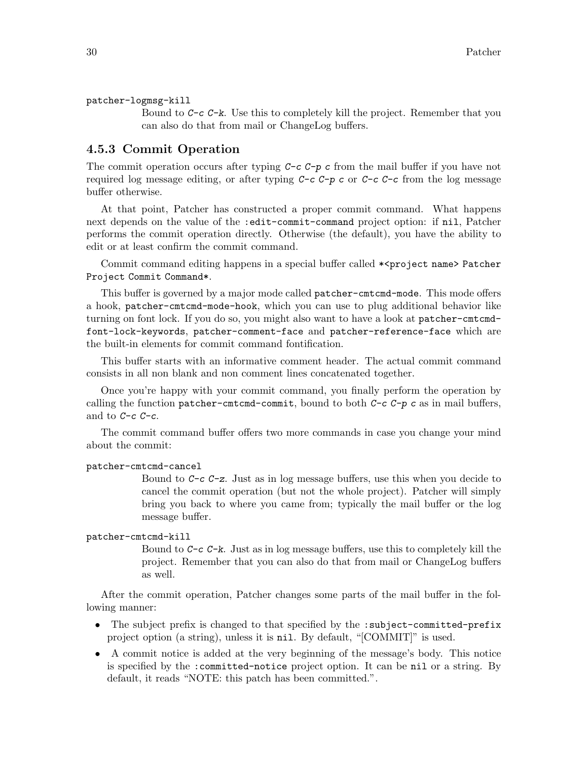`patcher-logmsg-kill`
: Bound to `C-c C-k`. Use this to completely kill the project. Remember that you can also do that from mail or ChangeLog buffers.

### 4.5.3 Commit Operation

The commit operation occurs after typing `C-c C-p c` from the mail buffer if you have not required log message editing, or after typing `C-c C-p c` or `C-c C-c` from the log message buffer otherwise.

At that point, Patcher has constructed a proper commit command. What happens next depends on the value of the `:edit-commit-command` project option: if `nil`, Patcher performs the commit operation directly. Otherwise (the default), you have the ability to edit or at least confirm the commit command.

Commit command editing happens in a special buffer called `*<project name> Patcher Project Commit Command*`.

This buffer is governed by a major mode called `patcher-cmtcmd-mode`. This mode offers a hook, `patcher-cmtcmd-mode-hook`, which you can use to plug additional behavior like turning on font lock. If you do so, you might also want to have a look at `patcher-cmtcmd-font-lock-keywords`, `patcher-comment-face` and `patcher-reference-face` which are the built-in elements for commit command fontification.

This buffer starts with an informative comment header. The actual commit command consists in all non blank and non comment lines concatenated together.

Once you're happy with your commit command, you finally perform the operation by calling the function `patcher-cmtcmd-commit`, bound to both `C-c C-p c` as in mail buffers, and to `C-c C-c`.

The commit command buffer offers two more commands in case you change your mind about the commit:

`patcher-cmtcmd-cancel`
: Bound to `C-c C-z`. Just as in log message buffers, use this when you decide to cancel the commit operation (but not the whole project). Patcher will simply bring you back to where you came from; typically the mail buffer or the log message buffer.

`patcher-cmtcmd-kill`
: Bound to `C-c C-k`. Just as in log message buffers, use this to completely kill the project. Remember that you can also do that from mail or ChangeLog buffers as well.

After the commit operation, Patcher changes some parts of the mail buffer in the following manner:

- The subject prefix is changed to that specified by the `:subject-committed-prefix` project option (a string), unless it is `nil`. By default, "[COMMIT]" is used.
- A commit notice is added at the very beginning of the message's body. This notice is specified by the `:committed-notice` project option. It can be `nil` or a string. By default, it reads "NOTE: this patch has been committed.".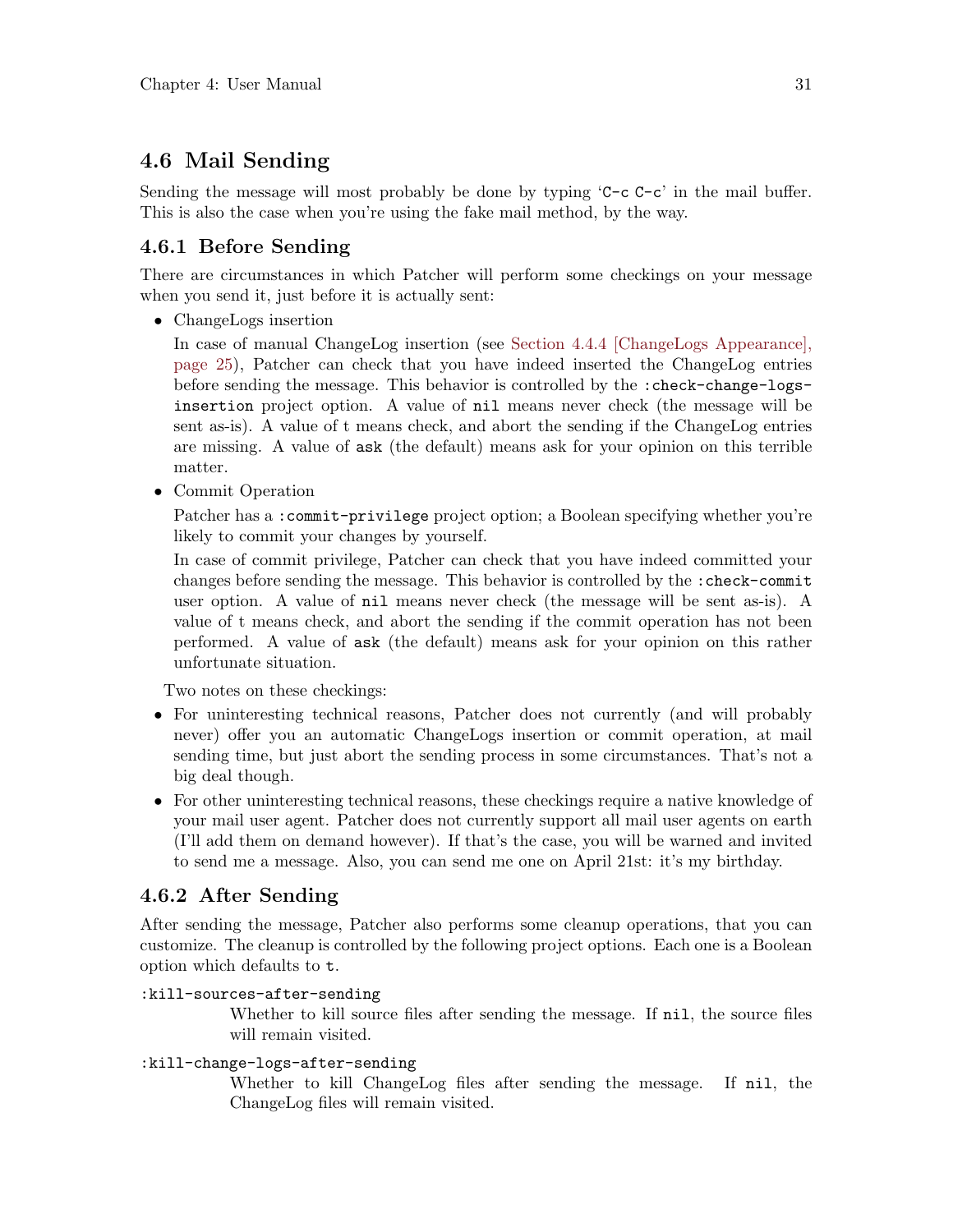## 4.6 Mail Sending

Sending the message will most probably be done by typing '`C-c C-c`' in the mail buffer. This is also the case when you're using the fake mail method, by the way.

### 4.6.1 Before Sending

There are circumstances in which Patcher will perform some checkings on your message when you send it, just before it is actually sent:

- ChangeLogs insertion

  In case of manual ChangeLog insertion (see Section 4.4.4 [ChangeLogs Appearance], page 25), Patcher can check that you have indeed inserted the ChangeLog entries before sending the message. This behavior is controlled by the `:check-change-logs-insertion` project option. A value of `nil` means never check (the message will be sent as-is). A value of t means check, and abort the sending if the ChangeLog entries are missing. A value of `ask` (the default) means ask for your opinion on this terrible matter.

- Commit Operation

  Patcher has a `:commit-privilege` project option; a Boolean specifying whether you're likely to commit your changes by yourself.

  In case of commit privilege, Patcher can check that you have indeed committed your changes before sending the message. This behavior is controlled by the `:check-commit` user option. A value of `nil` means never check (the message will be sent as-is). A value of t means check, and abort the sending if the commit operation has not been performed. A value of `ask` (the default) means ask for your opinion on this rather unfortunate situation.

Two notes on these checkings:

- For uninteresting technical reasons, Patcher does not currently (and will probably never) offer you an automatic ChangeLogs insertion or commit operation, at mail sending time, but just abort the sending process in some circumstances. That's not a big deal though.
- For other uninteresting technical reasons, these checkings require a native knowledge of your mail user agent. Patcher does not currently support all mail user agents on earth (I'll add them on demand however). If that's the case, you will be warned and invited to send me a message. Also, you can send me one on April 21st: it's my birthday.

### 4.6.2 After Sending

After sending the message, Patcher also performs some cleanup operations, that you can customize. The cleanup is controlled by the following project options. Each one is a Boolean option which defaults to `t`.

`:kill-sources-after-sending`
: Whether to kill source files after sending the message. If `nil`, the source files will remain visited.

`:kill-change-logs-after-sending`
: Whether to kill ChangeLog files after sending the message. If `nil`, the ChangeLog files will remain visited.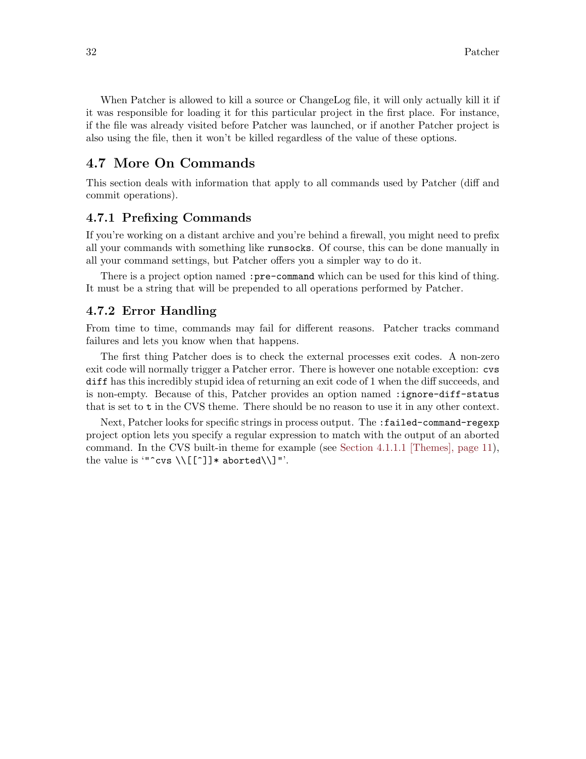When Patcher is allowed to kill a source or ChangeLog file, it will only actually kill it if it was responsible for loading it for this particular project in the first place. For instance, if the file was already visited before Patcher was launched, or if another Patcher project is also using the file, then it won't be killed regardless of the value of these options.

## 4.7 More On Commands

This section deals with information that apply to all commands used by Patcher (diff and commit operations).

### 4.7.1 Prefixing Commands

If you're working on a distant archive and you're behind a firewall, you might need to prefix all your commands with something like `runsocks`. Of course, this can be done manually in all your command settings, but Patcher offers you a simpler way to do it.

There is a project option named `:pre-command` which can be used for this kind of thing. It must be a string that will be prepended to all operations performed by Patcher.

### 4.7.2 Error Handling

From time to time, commands may fail for different reasons. Patcher tracks command failures and lets you know when that happens.

The first thing Patcher does is to check the external processes exit codes. A non-zero exit code will normally trigger a Patcher error. There is however one notable exception: `cvs diff` has this incredibly stupid idea of returning an exit code of 1 when the diff succeeds, and is non-empty. Because of this, Patcher provides an option named `:ignore-diff-status` that is set to `t` in the CVS theme. There should be no reason to use it in any other context.

Next, Patcher looks for specific strings in process output. The `:failed-command-regexp` project option lets you specify a regular expression to match with the output of an aborted command. In the CVS built-in theme for example (see Section 4.1.1.1 [Themes], page 11), the value is '`"^cvs \\[[^]]* aborted\\]"`'.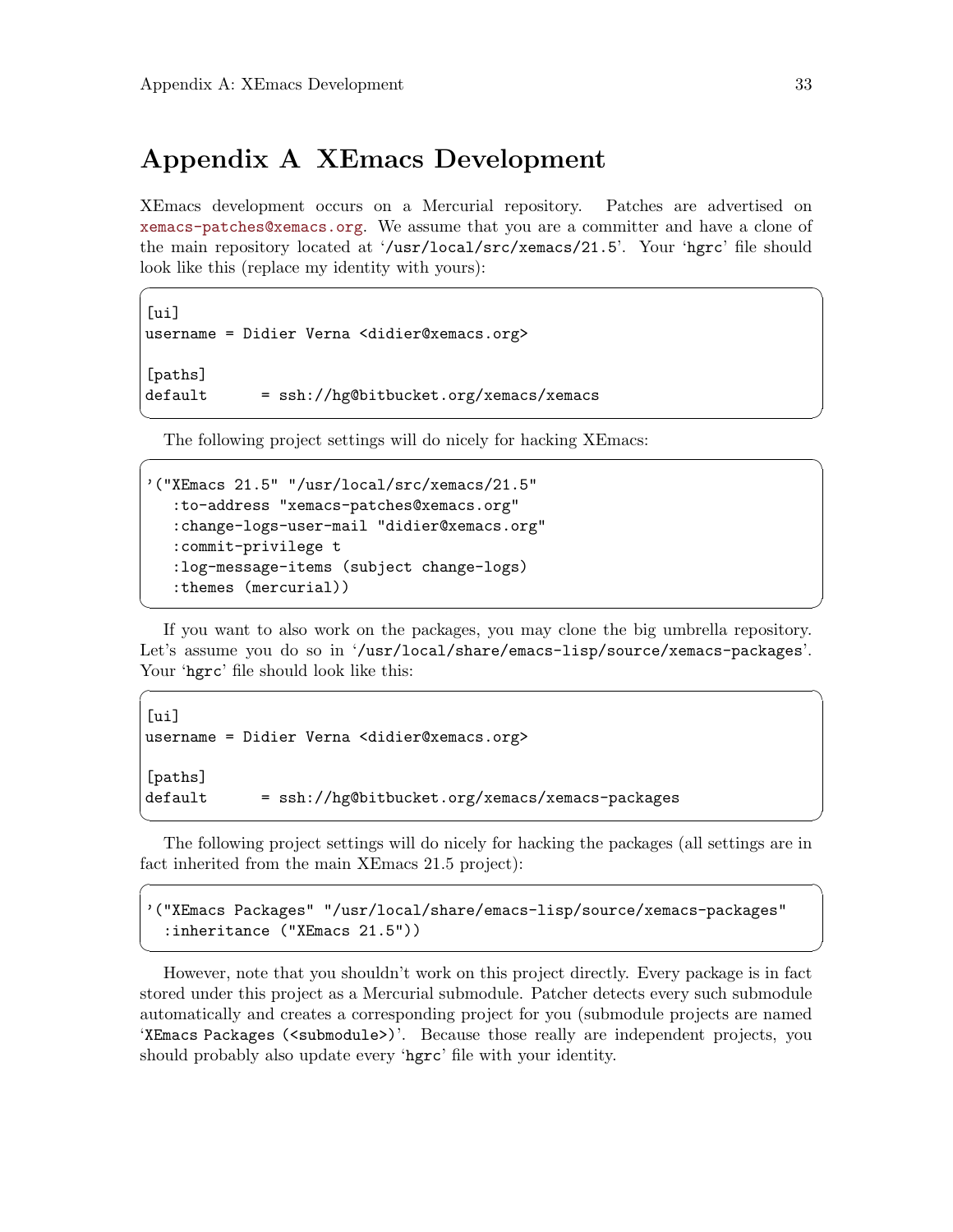# Appendix A XEmacs Development

XEmacs development occurs on a Mercurial repository. Patches are advertised on xemacs-patches@xemacs.org. We assume that you are a committer and have a clone of the main repository located at '/usr/local/src/xemacs/21.5'. Your 'hgrc' file should look like this (replace my identity with yours):

```
[ui]
username = Didier Verna <didier@xemacs.org>

[paths]
default      = ssh://hg@bitbucket.org/xemacs/xemacs
```

The following project settings will do nicely for hacking XEmacs:

```
'("XEmacs 21.5" "/usr/local/src/xemacs/21.5"
   :to-address "xemacs-patches@xemacs.org"
   :change-logs-user-mail "didier@xemacs.org"
   :commit-privilege t
   :log-message-items (subject change-logs)
   :themes (mercurial))
```

If you want to also work on the packages, you may clone the big umbrella repository. Let's assume you do so in '/usr/local/share/emacs-lisp/source/xemacs-packages'. Your 'hgrc' file should look like this:

```
[ui]
username = Didier Verna <didier@xemacs.org>

[paths]
default      = ssh://hg@bitbucket.org/xemacs/xemacs-packages
```

The following project settings will do nicely for hacking the packages (all settings are in fact inherited from the main XEmacs 21.5 project):

```
'("XEmacs Packages" "/usr/local/share/emacs-lisp/source/xemacs-packages"
  :inheritance ("XEmacs 21.5"))
```

However, note that you shouldn't work on this project directly. Every package is in fact stored under this project as a Mercurial submodule. Patcher detects every such submodule automatically and creates a corresponding project for you (submodule projects are named 'XEmacs Packages (<submodule>)'. Because those really are independent projects, you should probably also update every 'hgrc' file with your identity.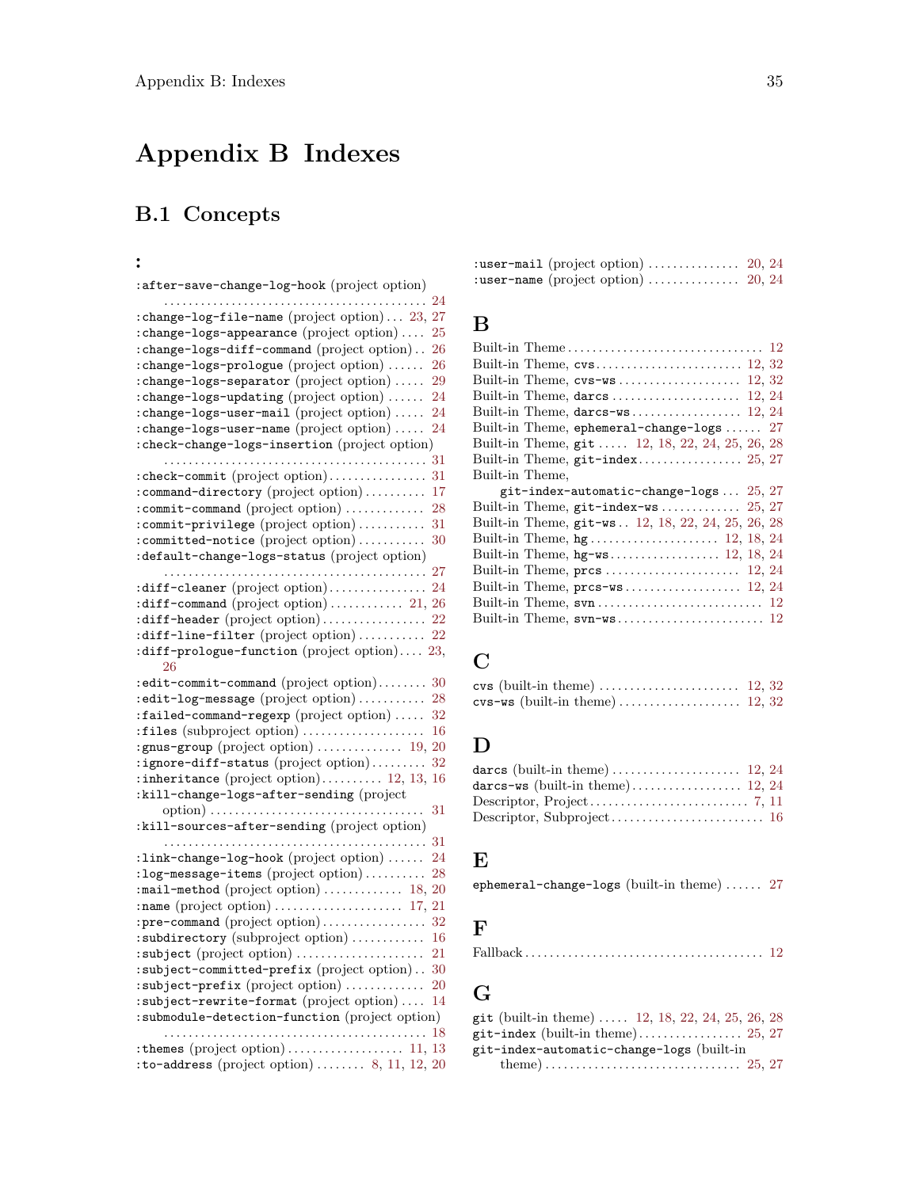# Appendix B Indexes

## B.1 Concepts

### :

- :after-save-change-log-hook (project option) .......... 24
- :change-log-file-name (project option) ... 23, 27
- :change-logs-appearance (project option) .... 25
- :change-logs-diff-command (project option) .. 26
- :change-logs-prologue (project option) ...... 26
- :change-logs-separator (project option) ..... 29
- :change-logs-updating (project option) ...... 24
- :change-logs-user-mail (project option) ..... 24
- :change-logs-user-name (project option) ..... 24
- :check-change-logs-insertion (project option) .......... 31
- :check-commit (project option) ................ 31
- :command-directory (project option) .......... 17
- :commit-command (project option) ............. 28
- :commit-privilege (project option) ........... 31
- :committed-notice (project option) ........... 30
- :default-change-logs-status (project option) .......... 27
- :diff-cleaner (project option) ................ 24
- :diff-command (project option) ............ 21, 26
- :diff-header (project option) ................. 22
- :diff-line-filter (project option) ........... 22
- :diff-prologue-function (project option) .... 23, 26
- :edit-commit-command (project option) ........ 30
- :edit-log-message (project option) ........... 28
- :failed-command-regexp (project option) ..... 32
- :files (subproject option) .................... 16
- :gnus-group (project option) .............. 19, 20
- :ignore-diff-status (project option) ......... 32
- :inheritance (project option) .......... 12, 13, 16
- :kill-change-logs-after-sending (project option) .................................. 31
- :kill-sources-after-sending (project option) .......... 31
- :link-change-log-hook (project option) ...... 24
- :log-message-items (project option) .......... 28
- :mail-method (project option) ............. 18, 20
- :name (project option) ..................... 17, 21
- :pre-command (project option) ................. 32
- :subdirectory (subproject option) ............ 16
- :subject (project option) ..................... 21
- :subject-committed-prefix (project option) .. 30
- :subject-prefix (project option) ............. 20
- :subject-rewrite-format (project option) .... 14
- :submodule-detection-function (project option) .......... 18
- :themes (project option) ................... 11, 13
- :to-address (project option) ........ 8, 11, 12, 20
- :user-mail (project option) ............... 20, 24
- :user-name (project option) ............... 20, 24

### B

- Built-in Theme ................................ 12
- Built-in Theme, cvs ........................ 12, 32
- Built-in Theme, cvs-ws ..................... 12, 32
- Built-in Theme, darcs ...................... 12, 24
- Built-in Theme, darcs-ws ................... 12, 24
- Built-in Theme, ephemeral-change-logs ...... 27
- Built-in Theme, git ..... 12, 18, 22, 24, 25, 26, 28
- Built-in Theme, git-index ................. 25, 27
- Built-in Theme, git-index-automatic-change-logs ... 25, 27
- Built-in Theme, git-index-ws ............. 25, 27
- Built-in Theme, git-ws .. 12, 18, 22, 24, 25, 26, 28
- Built-in Theme, hg ..................... 12, 18, 24
- Built-in Theme, hg-ws .................. 12, 18, 24
- Built-in Theme, prcs ...................... 12, 24
- Built-in Theme, prcs-ws ................... 12, 24
- Built-in Theme, svn ........................... 12
- Built-in Theme, svn-ws ........................ 12

### C

- cvs (built-in theme) ....................... 12, 32
- cvs-ws (built-in theme) .................... 12, 32

### D

- darcs (built-in theme) ..................... 12, 24
- darcs-ws (built-in theme) .................. 12, 24
- Descriptor, Project ......................... 7, 11
- Descriptor, Subproject ......................... 16

### E

- ephemeral-change-logs (built-in theme) ...... 27

### F

- Fallback ...................................... 12

### G

- git (built-in theme) ..... 12, 18, 22, 24, 25, 26, 28
- git-index (built-in theme) ................. 25, 27
- git-index-automatic-change-logs (built-in theme) ................................ 25, 27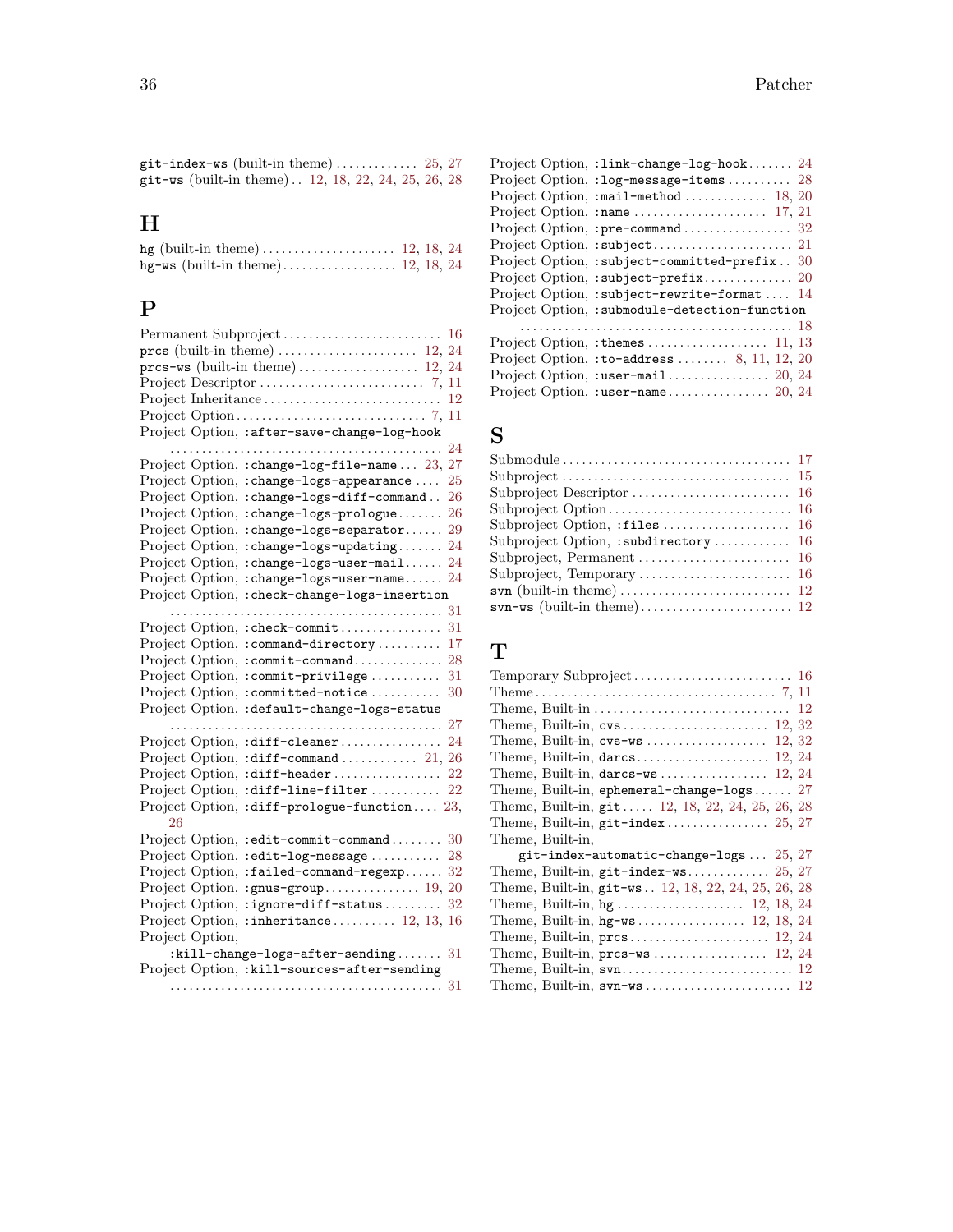git-index-ws (built-in theme) .............. 25, 27
git-ws (built-in theme) .. 12, 18, 22, 24, 25, 26, 28

## H

hg (built-in theme) ..................... 12, 18, 24
hg-ws (built-in theme) .................. 12, 18, 24

## P

Permanent Subproject ......................... 16
prcs (built-in theme) ...................... 12, 24
prcs-ws (built-in theme) .................. 12, 24
Project Descriptor .......................... 7, 11
Project Inheritance ........................... 12
Project Option ............................... 7, 11
Project Option, :after-save-change-log-hook .......................................... 24
Project Option, :change-log-file-name ... 23, 27
Project Option, :change-logs-appearance .... 25
Project Option, :change-logs-diff-command .. 26
Project Option, :change-logs-prologue ....... 26
Project Option, :change-logs-separator ...... 29
Project Option, :change-logs-updating ....... 24
Project Option, :change-logs-user-mail ...... 24
Project Option, :change-logs-user-name ...... 24
Project Option, :check-change-logs-insertion .......................................... 31
Project Option, :check-commit ................ 31
Project Option, :command-directory .......... 17
Project Option, :commit-command .............. 28
Project Option, :commit-privilege ........... 31
Project Option, :committed-notice ........... 30
Project Option, :default-change-logs-status .......................................... 27
Project Option, :diff-cleaner ................ 24
Project Option, :diff-command ............ 21, 26
Project Option, :diff-header ................. 22
Project Option, :diff-line-filter ........... 22
Project Option, :diff-prologue-function .... 23, 26
Project Option, :edit-commit-command ........ 30
Project Option, :edit-log-message ........... 28
Project Option, :failed-command-regexp ...... 32
Project Option, :gnus-group ............... 19, 20
Project Option, :ignore-diff-status ......... 32
Project Option, :inheritance .......... 12, 13, 16
Project Option, :kill-change-logs-after-sending ....... 31
Project Option, :kill-sources-after-sending .......................................... 31
Project Option, :link-change-log-hook ....... 24
Project Option, :log-message-items .......... 28
Project Option, :mail-method ............. 18, 20
Project Option, :name ..................... 17, 21
Project Option, :pre-command ................. 32
Project Option, :subject ..................... 21
Project Option, :subject-committed-prefix .. 30
Project Option, :subject-prefix .............. 20
Project Option, :subject-rewrite-format .... 14
Project Option, :submodule-detection-function .......................................... 18
Project Option, :themes .................. 11, 13
Project Option, :to-address ........ 8, 11, 12, 20
Project Option, :user-mail ................ 20, 24
Project Option, :user-name ................ 20, 24

## S

Submodule .................................... 17
Subproject ................................... 15
Subproject Descriptor ........................ 16
Subproject Option ............................ 16
Subproject Option, :files .................... 16
Subproject Option, :subdirectory ............ 16
Subproject, Permanent ........................ 16
Subproject, Temporary ........................ 16
svn (built-in theme) ......................... 12
svn-ws (built-in theme) ...................... 12

## T

Temporary Subproject ......................... 16
Theme ...................................... 7, 11
Theme, Built-in .............................. 12
Theme, Built-in, cvs ..................... 12, 32
Theme, Built-in, cvs-ws .................. 12, 32
Theme, Built-in, darcs ................... 12, 24
Theme, Built-in, darcs-ws ................ 12, 24
Theme, Built-in, ephemeral-change-logs ...... 27
Theme, Built-in, git ..... 12, 18, 22, 24, 25, 26, 28
Theme, Built-in, git-index ............... 25, 27
Theme, Built-in, git-index-automatic-change-logs ... 25, 27
Theme, Built-in, git-index-ws ............ 25, 27
Theme, Built-in, git-ws .. 12, 18, 22, 24, 25, 26, 28
Theme, Built-in, hg .................. 12, 18, 24
Theme, Built-in, hg-ws ............... 12, 18, 24
Theme, Built-in, prcs .................... 12, 24
Theme, Built-in, prcs-ws ................. 12, 24
Theme, Built-in, svn ......................... 12
Theme, Built-in, svn-ws ...................... 12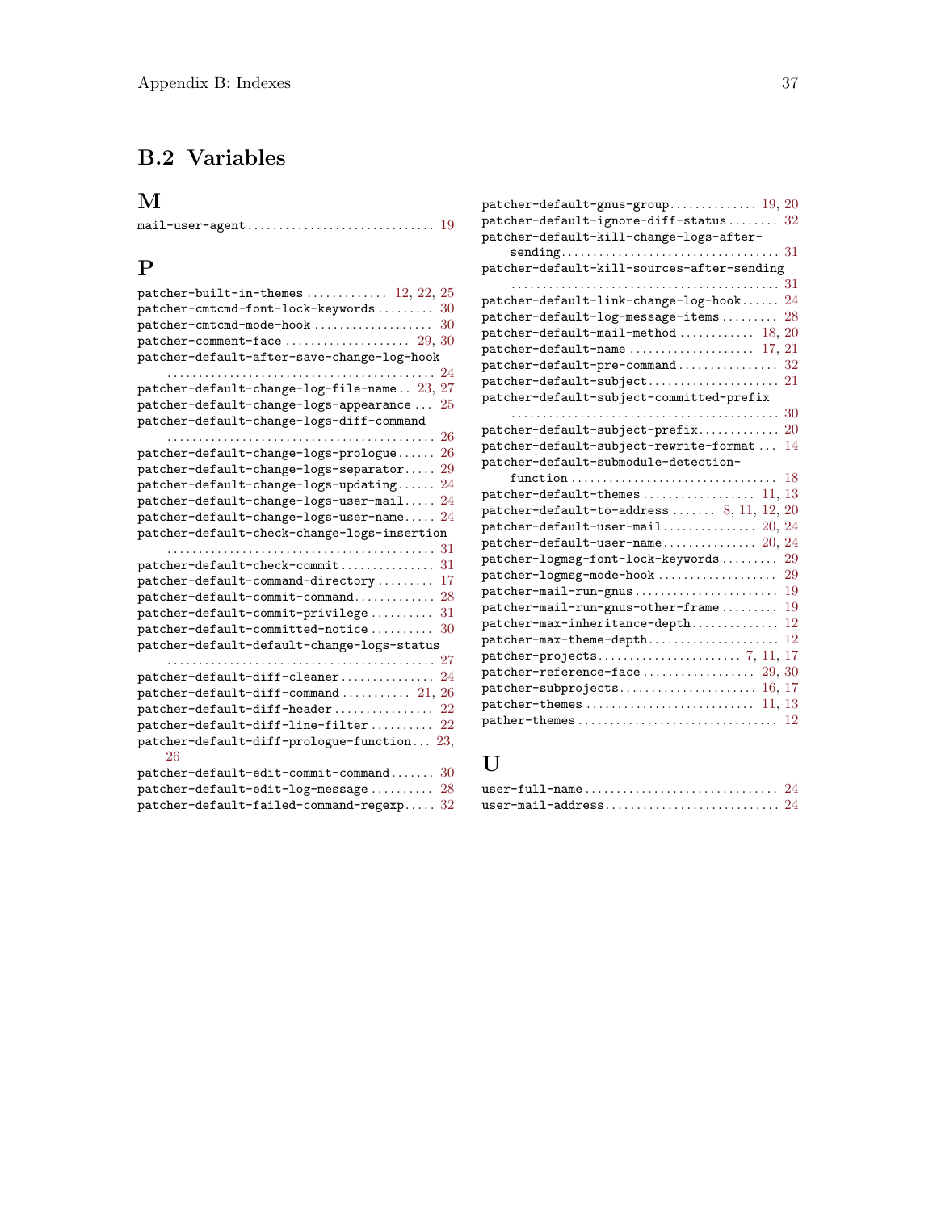## B.2 Variables

### M

mail-user-agent .............................. 19

### P

patcher-built-in-themes ............. 12, 22, 25
patcher-cmtcmd-font-lock-keywords ......... 30
patcher-cmtcmd-mode-hook .................. 30
patcher-comment-face .................... 29, 30
patcher-default-after-save-change-log-hook .......................................... 24
patcher-default-change-log-file-name .. 23, 27
patcher-default-change-logs-appearance ... 25
patcher-default-change-logs-diff-command .......................................... 26
patcher-default-change-logs-prologue ...... 26
patcher-default-change-logs-separator ..... 29
patcher-default-change-logs-updating ...... 24
patcher-default-change-logs-user-mail ..... 24
patcher-default-change-logs-user-name ..... 24
patcher-default-check-change-logs-insertion .......................................... 31
patcher-default-check-commit ............... 31
patcher-default-command-directory ......... 17
patcher-default-commit-command ............. 28
patcher-default-commit-privilege .......... 31
patcher-default-committed-notice .......... 30
patcher-default-default-change-logs-status .......................................... 27
patcher-default-diff-cleaner ............... 24
patcher-default-diff-command ........... 21, 26
patcher-default-diff-header ................ 22
patcher-default-diff-line-filter .......... 22
patcher-default-diff-prologue-function ... 23, 26
patcher-default-edit-commit-command ....... 30
patcher-default-edit-log-message .......... 28
patcher-default-failed-command-regexp ..... 32
patcher-default-gnus-group .............. 19, 20
patcher-default-ignore-diff-status ........ 32
patcher-default-kill-change-logs-after-sending ................................... 31
patcher-default-kill-sources-after-sending .......................................... 31
patcher-default-link-change-log-hook ...... 24
patcher-default-log-message-items ......... 28
patcher-default-mail-method ............ 18, 20
patcher-default-name .................... 17, 21
patcher-default-pre-command ................ 32
patcher-default-subject .................... 21
patcher-default-subject-committed-prefix .......................................... 30
patcher-default-subject-prefix ............. 20
patcher-default-subject-rewrite-format ... 14
patcher-default-submodule-detection-function ................................ 18
patcher-default-themes .................. 11, 13
patcher-default-to-address ....... 8, 11, 12, 20
patcher-default-user-mail ............... 20, 24
patcher-default-user-name ............... 20, 24
patcher-logmsg-font-lock-keywords ......... 29
patcher-logmsg-mode-hook .................. 29
patcher-mail-run-gnus ...................... 19
patcher-mail-run-gnus-other-frame ......... 19
patcher-max-inheritance-depth .............. 12
patcher-max-theme-depth .................... 12
patcher-projects ...................... 7, 11, 17
patcher-reference-face .................. 29, 30
patcher-subprojects ..................... 16, 17
patcher-themes .......................... 11, 13
pather-themes ............................... 12

### U

user-full-name .............................. 24
user-mail-address ........................... 24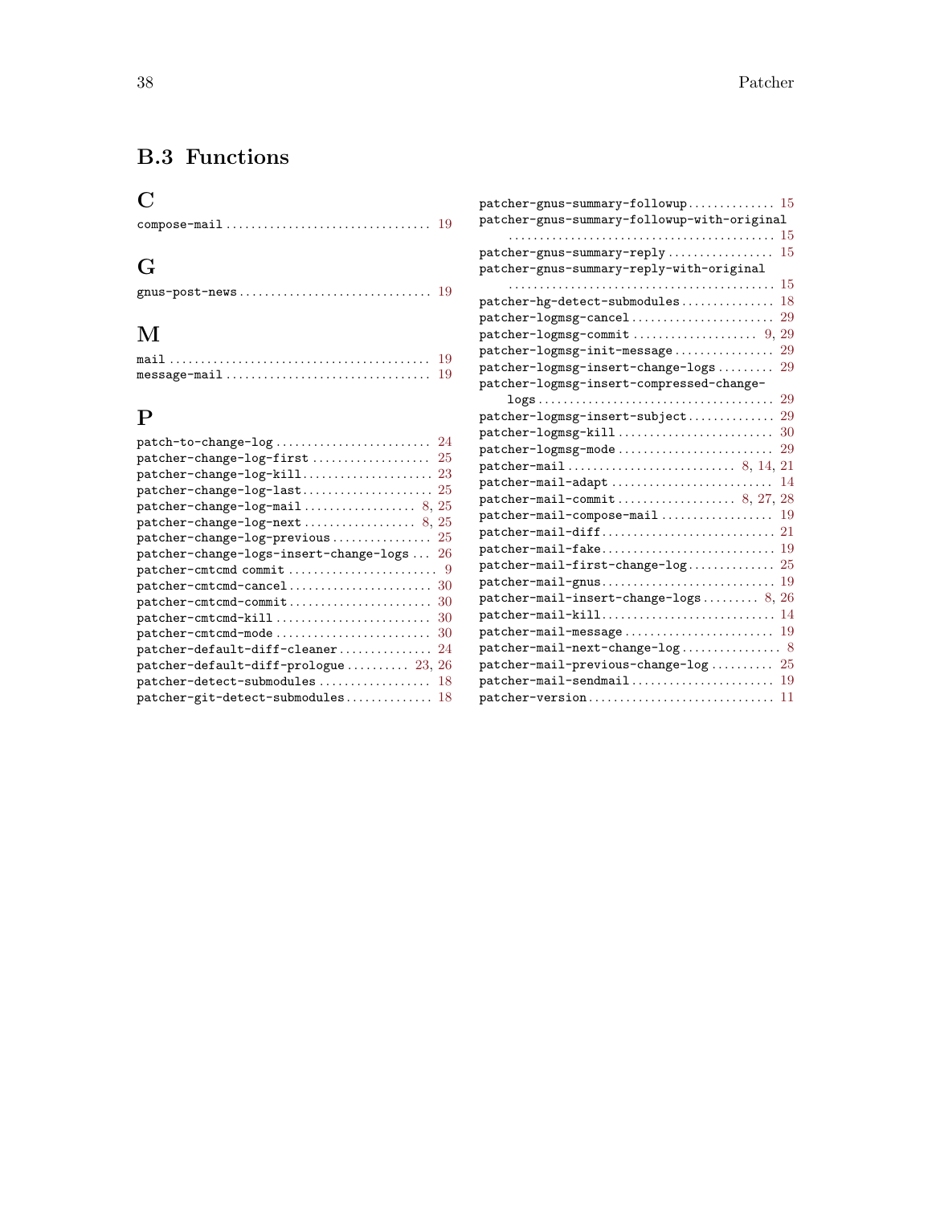## B.3 Functions

### C

`compose-mail` .... 19

### G

`gnus-post-news` .... 19

### M

`mail` .... 19
`message-mail` .... 19

### P

`patch-to-change-log` .... 24
`patcher-change-log-first` .... 25
`patcher-change-log-kill` .... 23
`patcher-change-log-last` .... 25
`patcher-change-log-mail` .... 8, 25
`patcher-change-log-next` .... 8, 25
`patcher-change-log-previous` .... 25
`patcher-change-logs-insert-change-logs` .... 26
`patcher-cmtcmd commit` .... 9
`patcher-cmtcmd-cancel` .... 30
`patcher-cmtcmd-commit` .... 30
`patcher-cmtcmd-kill` .... 30
`patcher-cmtcmd-mode` .... 30
`patcher-default-diff-cleaner` .... 24
`patcher-default-diff-prologue` .... 23, 26
`patcher-detect-submodules` .... 18
`patcher-git-detect-submodules` .... 18
`patcher-gnus-summary-followup` .... 15
`patcher-gnus-summary-followup-with-original` .... 15
`patcher-gnus-summary-reply` .... 15
`patcher-gnus-summary-reply-with-original` .... 15
`patcher-hg-detect-submodules` .... 18
`patcher-logmsg-cancel` .... 29
`patcher-logmsg-commit` .... 9, 29
`patcher-logmsg-init-message` .... 29
`patcher-logmsg-insert-change-logs` .... 29
`patcher-logmsg-insert-compressed-change-logs` .... 29
`patcher-logmsg-insert-subject` .... 29
`patcher-logmsg-kill` .... 30
`patcher-logmsg-mode` .... 29
`patcher-mail` .... 8, 14, 21
`patcher-mail-adapt` .... 14
`patcher-mail-commit` .... 8, 27, 28
`patcher-mail-compose-mail` .... 19
`patcher-mail-diff` .... 21
`patcher-mail-fake` .... 19
`patcher-mail-first-change-log` .... 25
`patcher-mail-gnus` .... 19
`patcher-mail-insert-change-logs` .... 8, 26
`patcher-mail-kill` .... 14
`patcher-mail-message` .... 19
`patcher-mail-next-change-log` .... 8
`patcher-mail-previous-change-log` .... 25
`patcher-mail-sendmail` .... 19
`patcher-version` .... 11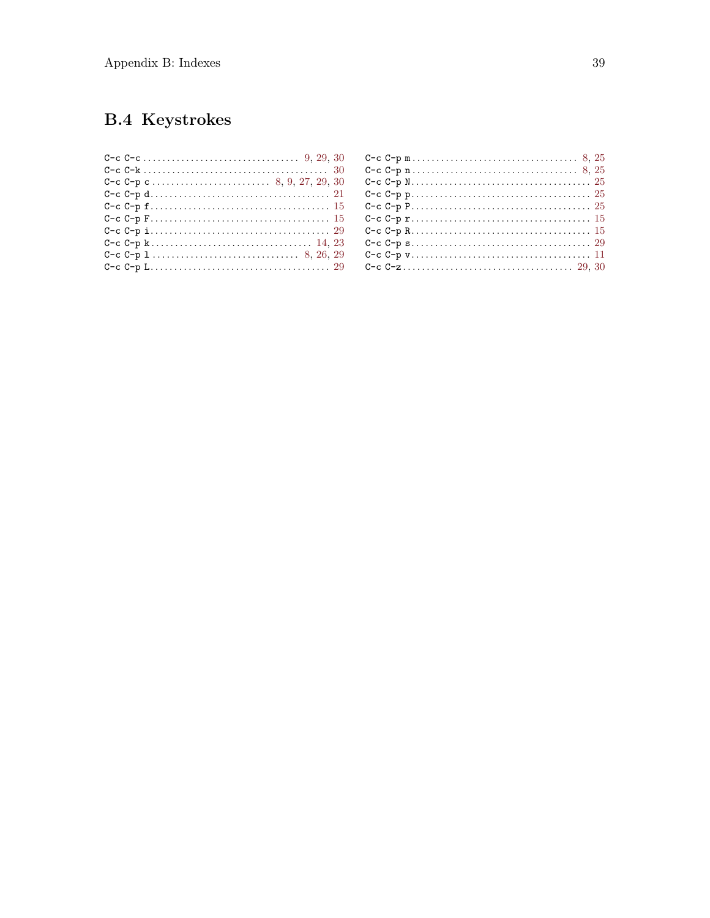## B.4 Keystrokes

C-c C-c .................................. 9, 29, 30
C-c C-k ........................................ 30
C-c C-p c ........................... 8, 9, 27, 29, 30
C-c C-p d ........................................ 21
C-c C-p f ........................................ 15
C-c C-p F ........................................ 15
C-c C-p i ........................................ 29
C-c C-p k .................................... 14, 23
C-c C-p l ................................. 8, 26, 29
C-c C-p L ........................................ 29
C-c C-p m ..................................... 8, 25
C-c C-p n ..................................... 8, 25
C-c C-p N ........................................ 25
C-c C-p p ........................................ 25
C-c C-p P ........................................ 25
C-c C-p r ........................................ 15
C-c C-p R ........................................ 15
C-c C-p s ........................................ 29
C-c C-p v ........................................ 11
C-c C-z ...................................... 29, 30